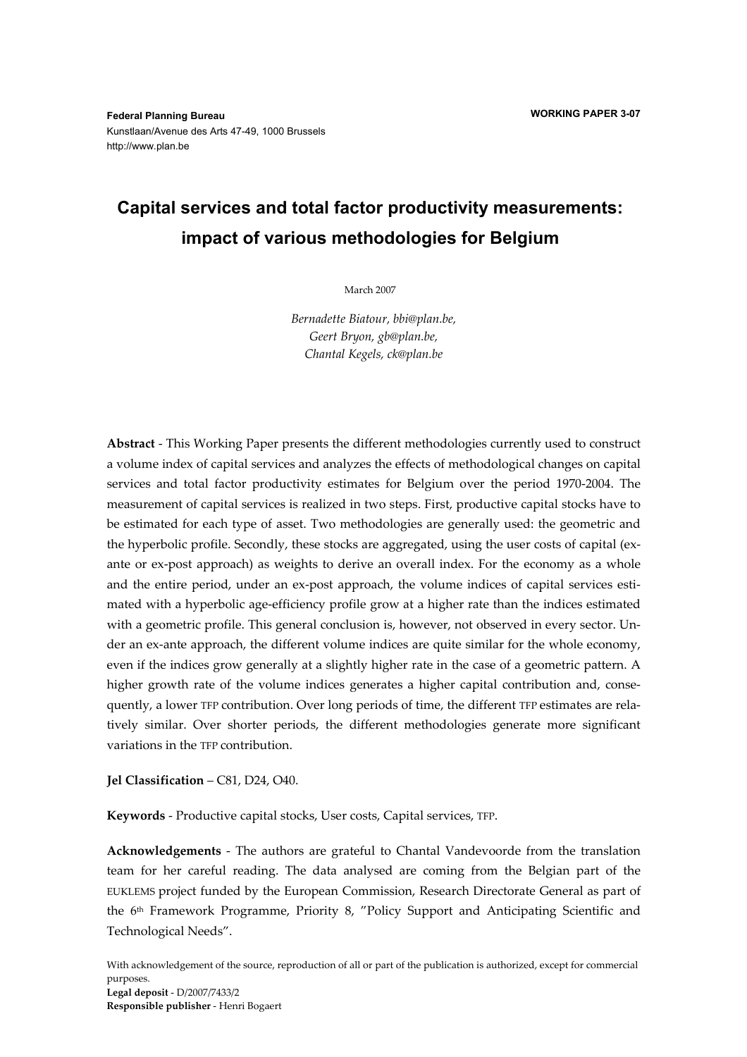**Federal Planning Bureau**
Kunstlaan/Avenue des Arts 47-49, 1000 Brussels
http://www.plan.be

**WORKING PAPER 3-07**

# Capital services and total factor productivity measurements: impact of various methodologies for Belgium

March 2007

*Bernadette Biatour, bbi@plan.be,*
*Geert Bryon, gb@plan.be,*
*Chantal Kegels, ck@plan.be*

**Abstract** - This Working Paper presents the different methodologies currently used to construct a volume index of capital services and analyzes the effects of methodological changes on capital services and total factor productivity estimates for Belgium over the period 1970-2004. The measurement of capital services is realized in two steps. First, productive capital stocks have to be estimated for each type of asset. Two methodologies are generally used: the geometric and the hyperbolic profile. Secondly, these stocks are aggregated, using the user costs of capital (ex-ante or ex-post approach) as weights to derive an overall index. For the economy as a whole and the entire period, under an ex-post approach, the volume indices of capital services estimated with a hyperbolic age-efficiency profile grow at a higher rate than the indices estimated with a geometric profile. This general conclusion is, however, not observed in every sector. Under an ex-ante approach, the different volume indices are quite similar for the whole economy, even if the indices grow generally at a slightly higher rate in the case of a geometric pattern. A higher growth rate of the volume indices generates a higher capital contribution and, consequently, a lower TFP contribution. Over long periods of time, the different TFP estimates are relatively similar. Over shorter periods, the different methodologies generate more significant variations in the TFP contribution.

**Jel Classification** – C81, D24, O40.

**Keywords** - Productive capital stocks, User costs, Capital services, TFP.

**Acknowledgements** - The authors are grateful to Chantal Vandevoorde from the translation team for her careful reading. The data analysed are coming from the Belgian part of the EUKLEMS project funded by the European Commission, Research Directorate General as part of the 6th Framework Programme, Priority 8, "Policy Support and Anticipating Scientific and Technological Needs".

With acknowledgement of the source, reproduction of all or part of the publication is authorized, except for commercial purposes.
**Legal deposit** - D/2007/7433/2
**Responsible publisher** - Henri Bogaert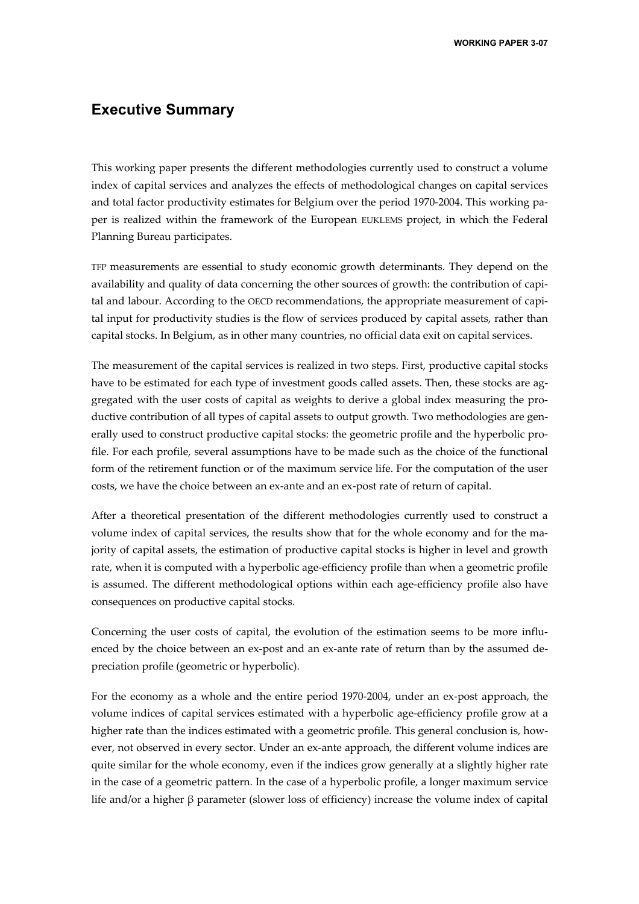## Executive Summary

This working paper presents the different methodologies currently used to construct a volume index of capital services and analyzes the effects of methodological changes on capital services and total factor productivity estimates for Belgium over the period 1970-2004. This working paper is realized within the framework of the European EUKLEMS project, in which the Federal Planning Bureau participates.

TFP measurements are essential to study economic growth determinants. They depend on the availability and quality of data concerning the other sources of growth: the contribution of capital and labour. According to the OECD recommendations, the appropriate measurement of capital input for productivity studies is the flow of services produced by capital assets, rather than capital stocks. In Belgium, as in other many countries, no official data exit on capital services.

The measurement of the capital services is realized in two steps. First, productive capital stocks have to be estimated for each type of investment goods called assets. Then, these stocks are aggregated with the user costs of capital as weights to derive a global index measuring the productive contribution of all types of capital assets to output growth. Two methodologies are generally used to construct productive capital stocks: the geometric profile and the hyperbolic profile. For each profile, several assumptions have to be made such as the choice of the functional form of the retirement function or of the maximum service life. For the computation of the user costs, we have the choice between an ex-ante and an ex-post rate of return of capital.

After a theoretical presentation of the different methodologies currently used to construct a volume index of capital services, the results show that for the whole economy and for the majority of capital assets, the estimation of productive capital stocks is higher in level and growth rate, when it is computed with a hyperbolic age-efficiency profile than when a geometric profile is assumed. The different methodological options within each age-efficiency profile also have consequences on productive capital stocks.

Concerning the user costs of capital, the evolution of the estimation seems to be more influenced by the choice between an ex-post and an ex-ante rate of return than by the assumed depreciation profile (geometric or hyperbolic).

For the economy as a whole and the entire period 1970-2004, under an ex-post approach, the volume indices of capital services estimated with a hyperbolic age-efficiency profile grow at a higher rate than the indices estimated with a geometric profile. This general conclusion is, however, not observed in every sector. Under an ex-ante approach, the different volume indices are quite similar for the whole economy, even if the indices grow generally at a slightly higher rate in the case of a geometric pattern. In the case of a hyperbolic profile, a longer maximum service life and/or a higher $\beta$ parameter (slower loss of efficiency) increase the volume index of capital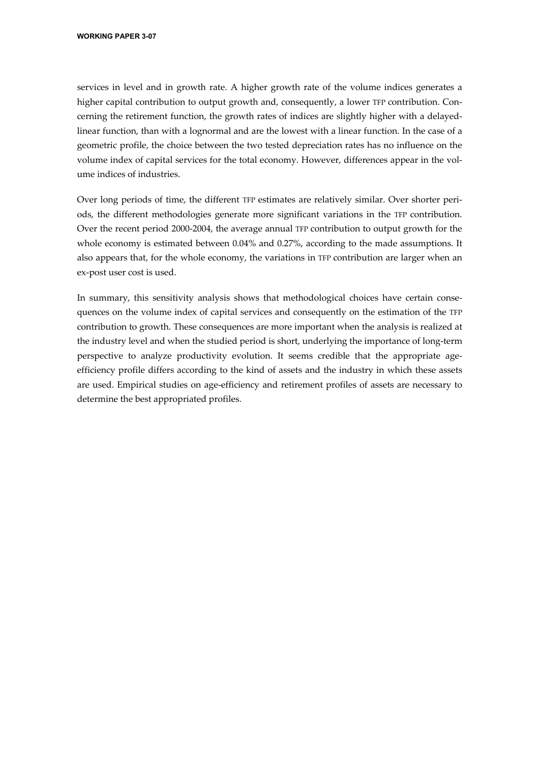services in level and in growth rate. A higher growth rate of the volume indices generates a higher capital contribution to output growth and, consequently, a lower TFP contribution. Concerning the retirement function, the growth rates of indices are slightly higher with a delayed-linear function, than with a lognormal and are the lowest with a linear function. In the case of a geometric profile, the choice between the two tested depreciation rates has no influence on the volume index of capital services for the total economy. However, differences appear in the volume indices of industries.

Over long periods of time, the different TFP estimates are relatively similar. Over shorter periods, the different methodologies generate more significant variations in the TFP contribution. Over the recent period 2000-2004, the average annual TFP contribution to output growth for the whole economy is estimated between 0.04% and 0.27%, according to the made assumptions. It also appears that, for the whole economy, the variations in TFP contribution are larger when an ex-post user cost is used.

In summary, this sensitivity analysis shows that methodological choices have certain consequences on the volume index of capital services and consequently on the estimation of the TFP contribution to growth. These consequences are more important when the analysis is realized at the industry level and when the studied period is short, underlying the importance of long-term perspective to analyze productivity evolution. It seems credible that the appropriate age-efficiency profile differs according to the kind of assets and the industry in which these assets are used. Empirical studies on age-efficiency and retirement profiles of assets are necessary to determine the best appropriated profiles.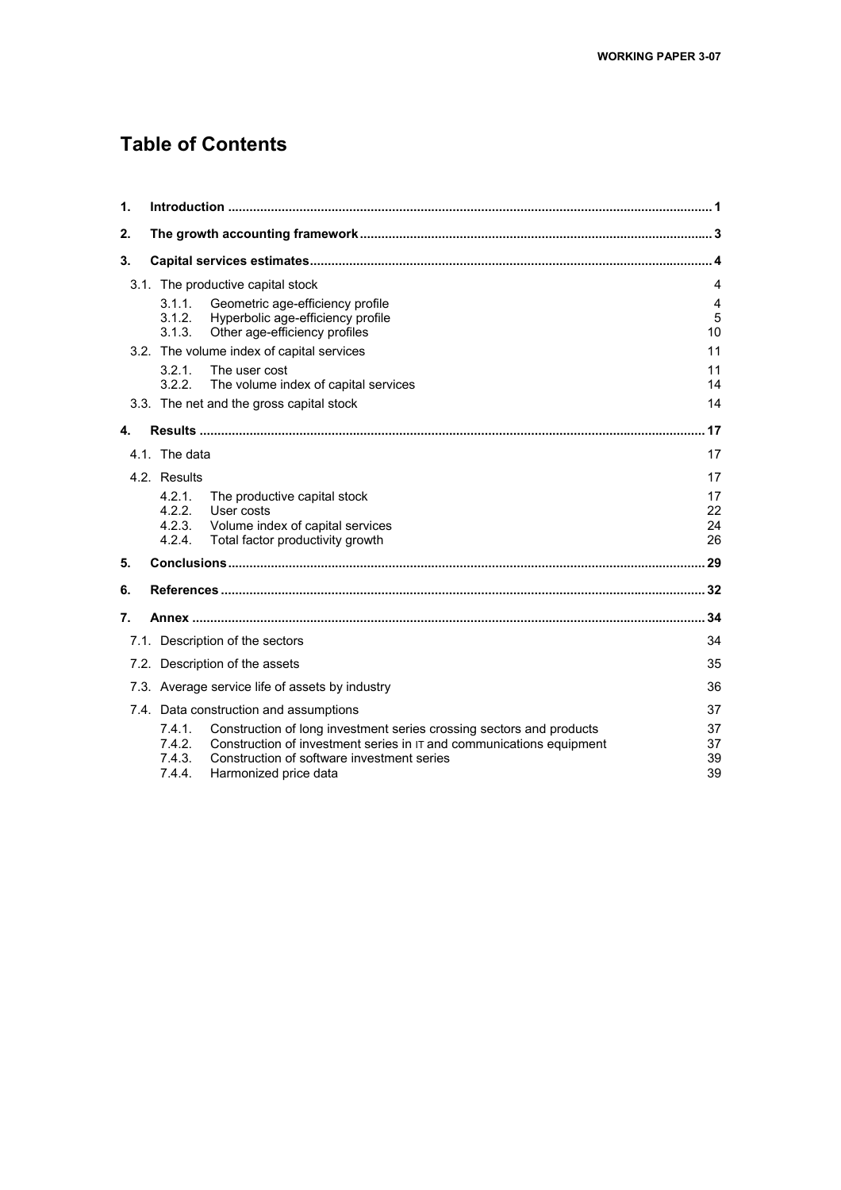# Table of Contents

1. **Introduction** ..................................................................... 1
2. **The growth accounting framework** ..................................................................... 3
3. **Capital services estimates** ..................................................................... 4
   - 3.1. The productive capital stock — 4
     - 3.1.1. Geometric age-efficiency profile — 4
     - 3.1.2. Hyperbolic age-efficiency profile — 5
     - 3.1.3. Other age-efficiency profiles — 10
   - 3.2. The volume index of capital services — 11
     - 3.2.1. The user cost — 11
     - 3.2.2. The volume index of capital services — 14
   - 3.3. The net and the gross capital stock — 14
4. **Results** ..................................................................... 17
   - 4.1. The data — 17
   - 4.2. Results — 17
     - 4.2.1. The productive capital stock — 17
     - 4.2.2. User costs — 22
     - 4.2.3. Volume index of capital services — 24
     - 4.2.4. Total factor productivity growth — 26
5. **Conclusions** ..................................................................... 29
6. **References** ..................................................................... 32
7. **Annex** ..................................................................... 34
   - 7.1. Description of the sectors — 34
   - 7.2. Description of the assets — 35
   - 7.3. Average service life of assets by industry — 36
   - 7.4. Data construction and assumptions — 37
     - 7.4.1. Construction of long investment series crossing sectors and products — 37
     - 7.4.2. Construction of investment series in IT and communications equipment — 37
     - 7.4.3. Construction of software investment series — 39
     - 7.4.4. Harmonized price data — 39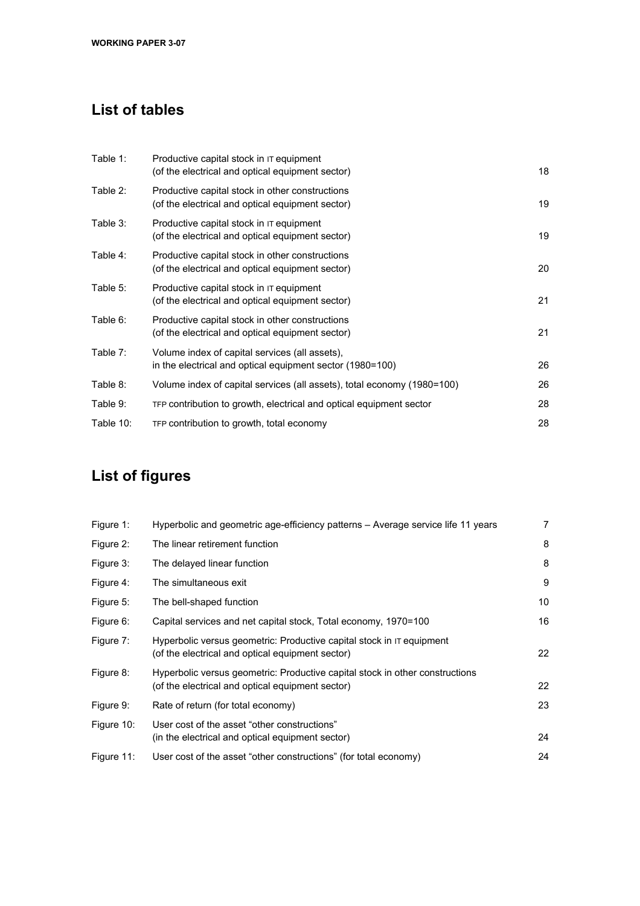## List of tables

| | | |
|---|---|---|
| Table 1: | Productive capital stock in IT equipment (of the electrical and optical equipment sector) | 18 |
| Table 2: | Productive capital stock in other constructions (of the electrical and optical equipment sector) | 19 |
| Table 3: | Productive capital stock in IT equipment (of the electrical and optical equipment sector) | 19 |
| Table 4: | Productive capital stock in other constructions (of the electrical and optical equipment sector) | 20 |
| Table 5: | Productive capital stock in IT equipment (of the electrical and optical equipment sector) | 21 |
| Table 6: | Productive capital stock in other constructions (of the electrical and optical equipment sector) | 21 |
| Table 7: | Volume index of capital services (all assets), in the electrical and optical equipment sector (1980=100) | 26 |
| Table 8: | Volume index of capital services (all assets), total economy (1980=100) | 26 |
| Table 9: | TFP contribution to growth, electrical and optical equipment sector | 28 |
| Table 10: | TFP contribution to growth, total economy | 28 |

## List of figures

| | | |
|---|---|---|
| Figure 1: | Hyperbolic and geometric age-efficiency patterns – Average service life 11 years | 7 |
| Figure 2: | The linear retirement function | 8 |
| Figure 3: | The delayed linear function | 8 |
| Figure 4: | The simultaneous exit | 9 |
| Figure 5: | The bell-shaped function | 10 |
| Figure 6: | Capital services and net capital stock, Total economy, 1970=100 | 16 |
| Figure 7: | Hyperbolic versus geometric: Productive capital stock in IT equipment (of the electrical and optical equipment sector) | 22 |
| Figure 8: | Hyperbolic versus geometric: Productive capital stock in other constructions (of the electrical and optical equipment sector) | 22 |
| Figure 9: | Rate of return (for total economy) | 23 |
| Figure 10: | User cost of the asset "other constructions" (in the electrical and optical equipment sector) | 24 |
| Figure 11: | User cost of the asset "other constructions" (for total economy) | 24 |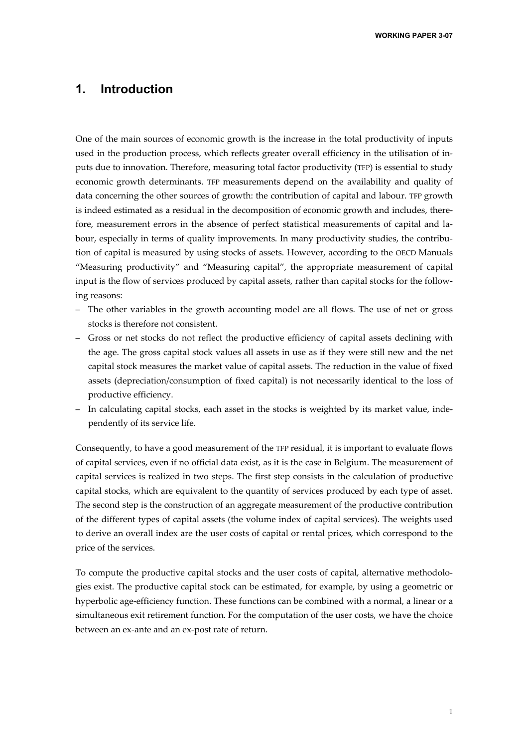# 1. Introduction

One of the main sources of economic growth is the increase in the total productivity of inputs used in the production process, which reflects greater overall efficiency in the utilisation of inputs due to innovation. Therefore, measuring total factor productivity (TFP) is essential to study economic growth determinants. TFP measurements depend on the availability and quality of data concerning the other sources of growth: the contribution of capital and labour. TFP growth is indeed estimated as a residual in the decomposition of economic growth and includes, therefore, measurement errors in the absence of perfect statistical measurements of capital and labour, especially in terms of quality improvements. In many productivity studies, the contribution of capital is measured by using stocks of assets. However, according to the OECD Manuals "Measuring productivity" and "Measuring capital", the appropriate measurement of capital input is the flow of services produced by capital assets, rather than capital stocks for the following reasons:

- The other variables in the growth accounting model are all flows. The use of net or gross stocks is therefore not consistent.
- Gross or net stocks do not reflect the productive efficiency of capital assets declining with the age. The gross capital stock values all assets in use as if they were still new and the net capital stock measures the market value of capital assets. The reduction in the value of fixed assets (depreciation/consumption of fixed capital) is not necessarily identical to the loss of productive efficiency.
- In calculating capital stocks, each asset in the stocks is weighted by its market value, independently of its service life.

Consequently, to have a good measurement of the TFP residual, it is important to evaluate flows of capital services, even if no official data exist, as it is the case in Belgium. The measurement of capital services is realized in two steps. The first step consists in the calculation of productive capital stocks, which are equivalent to the quantity of services produced by each type of asset. The second step is the construction of an aggregate measurement of the productive contribution of the different types of capital assets (the volume index of capital services). The weights used to derive an overall index are the user costs of capital or rental prices, which correspond to the price of the services.

To compute the productive capital stocks and the user costs of capital, alternative methodologies exist. The productive capital stock can be estimated, for example, by using a geometric or hyperbolic age-efficiency function. These functions can be combined with a normal, a linear or a simultaneous exit retirement function. For the computation of the user costs, we have the choice between an ex-ante and an ex-post rate of return.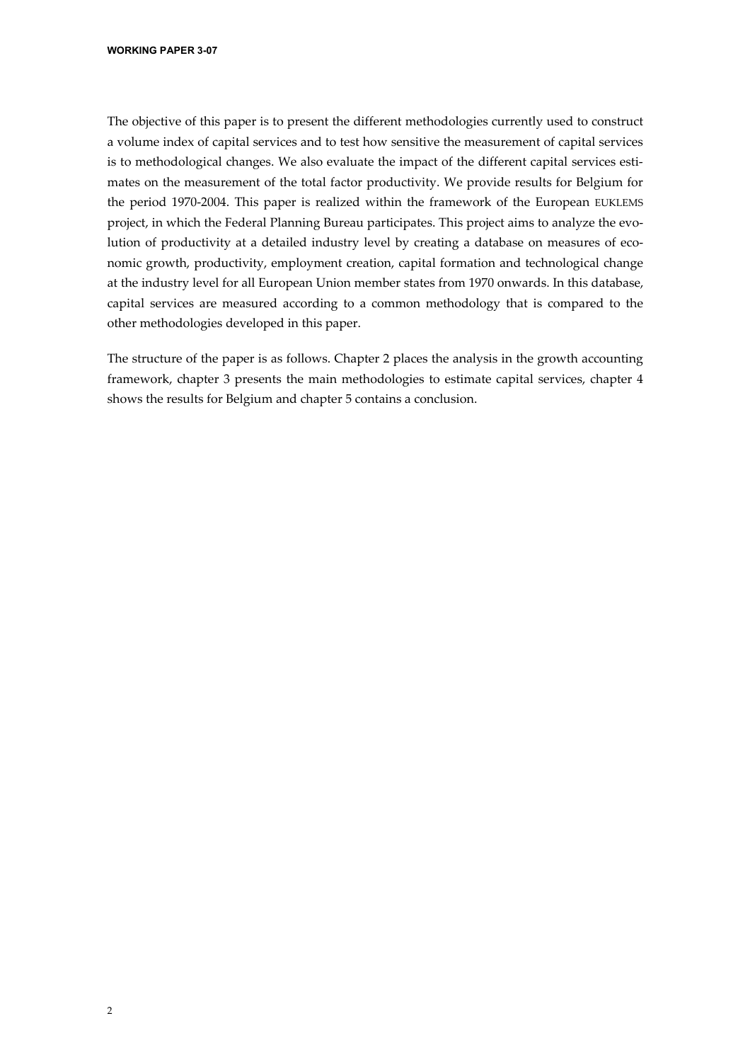The objective of this paper is to present the different methodologies currently used to construct a volume index of capital services and to test how sensitive the measurement of capital services is to methodological changes. We also evaluate the impact of the different capital services estimates on the measurement of the total factor productivity. We provide results for Belgium for the period 1970-2004. This paper is realized within the framework of the European EUKLEMS project, in which the Federal Planning Bureau participates. This project aims to analyze the evolution of productivity at a detailed industry level by creating a database on measures of economic growth, productivity, employment creation, capital formation and technological change at the industry level for all European Union member states from 1970 onwards. In this database, capital services are measured according to a common methodology that is compared to the other methodologies developed in this paper.

The structure of the paper is as follows. Chapter 2 places the analysis in the growth accounting framework, chapter 3 presents the main methodologies to estimate capital services, chapter 4 shows the results for Belgium and chapter 5 contains a conclusion.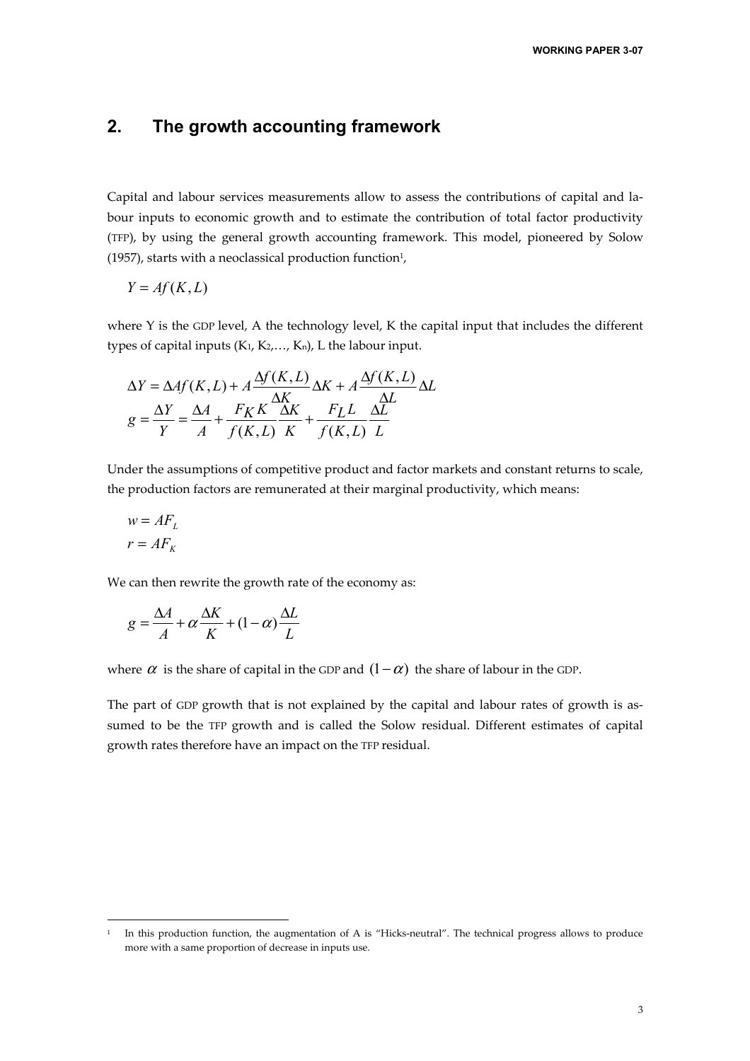## 2. The growth accounting framework

Capital and labour services measurements allow to assess the contributions of capital and labour inputs to economic growth and to estimate the contribution of total factor productivity (TFP), by using the general growth accounting framework. This model, pioneered by Solow (1957), starts with a neoclassical production function[1],

$$Y = Af(K,L)$$

where Y is the GDP level, A the technology level, K the capital input that includes the different types of capital inputs ($K_1$, $K_2$,…, $K_n$), L the labour input.

$$\Delta Y = \Delta A f(K,L) + A\frac{\Delta f(K,L)}{\Delta K}\Delta K + A\frac{\Delta f(K,L)}{\Delta L}\Delta L$$

$$g = \frac{\Delta Y}{Y} = \frac{\Delta A}{A} + \frac{F_K K}{f(K,L)}\frac{\Delta K}{K} + \frac{F_L L}{f(K,L)}\frac{\Delta L}{L}$$

Under the assumptions of competitive product and factor markets and constant returns to scale, the production factors are remunerated at their marginal productivity, which means:

$$w = AF_L$$
$$r = AF_K$$

We can then rewrite the growth rate of the economy as:

$$g = \frac{\Delta A}{A} + \alpha\frac{\Delta K}{K} + (1-\alpha)\frac{\Delta L}{L}$$

where $\alpha$ is the share of capital in the GDP and $(1-\alpha)$ the share of labour in the GDP.

The part of GDP growth that is not explained by the capital and labour rates of growth is assumed to be the TFP growth and is called the Solow residual. Different estimates of capital growth rates therefore have an impact on the TFP residual.

[1] In this production function, the augmentation of A is "Hicks-neutral". The technical progress allows to produce more with a same proportion of decrease in inputs use.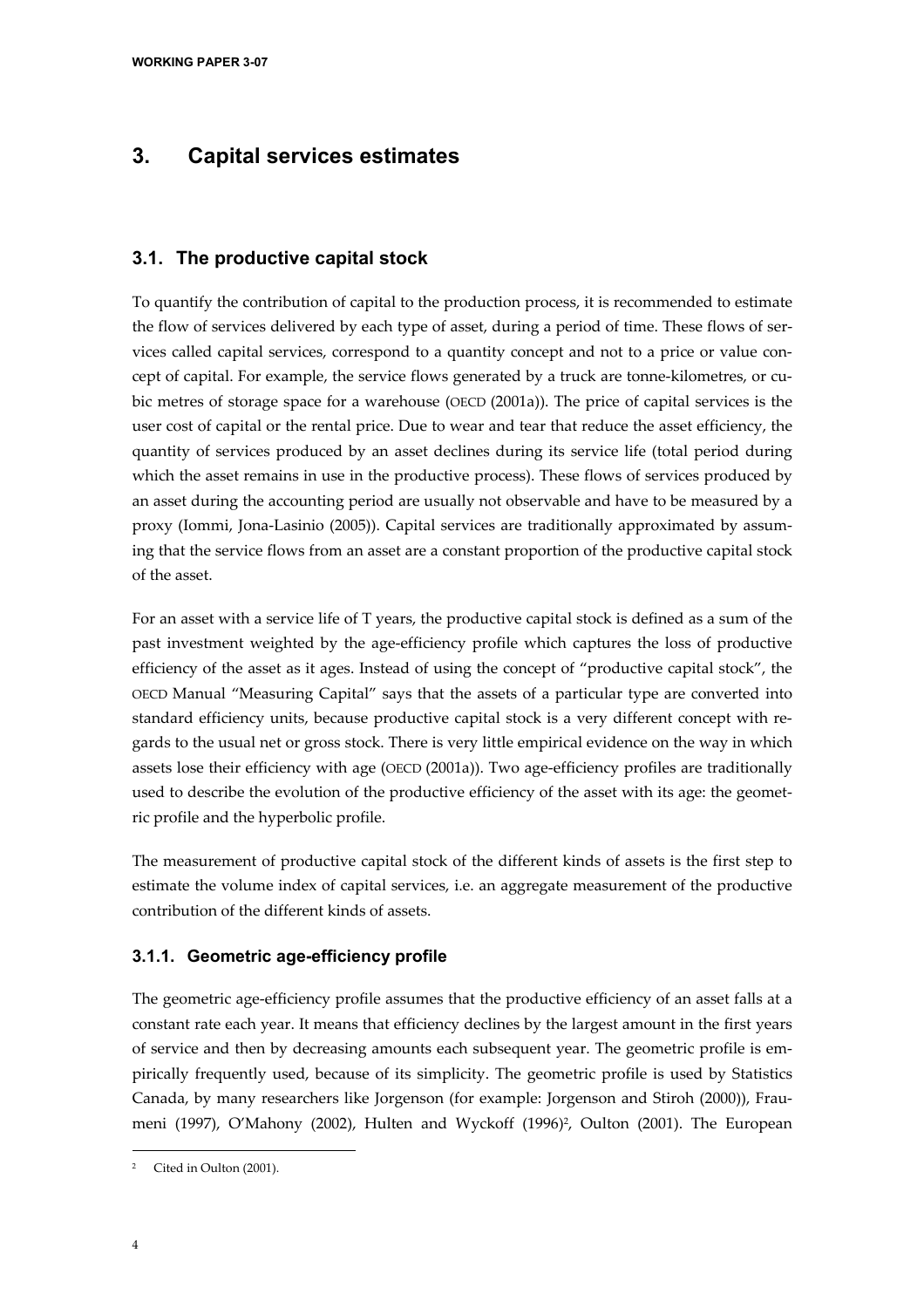# 3. Capital services estimates

## 3.1. The productive capital stock

To quantify the contribution of capital to the production process, it is recommended to estimate the flow of services delivered by each type of asset, during a period of time. These flows of services called capital services, correspond to a quantity concept and not to a price or value concept of capital. For example, the service flows generated by a truck are tonne-kilometres, or cubic metres of storage space for a warehouse (OECD (2001a)). The price of capital services is the user cost of capital or the rental price. Due to wear and tear that reduce the asset efficiency, the quantity of services produced by an asset declines during its service life (total period during which the asset remains in use in the productive process). These flows of services produced by an asset during the accounting period are usually not observable and have to be measured by a proxy (Iommi, Jona-Lasinio (2005)). Capital services are traditionally approximated by assuming that the service flows from an asset are a constant proportion of the productive capital stock of the asset.

For an asset with a service life of T years, the productive capital stock is defined as a sum of the past investment weighted by the age-efficiency profile which captures the loss of productive efficiency of the asset as it ages. Instead of using the concept of "productive capital stock", the OECD Manual "Measuring Capital" says that the assets of a particular type are converted into standard efficiency units, because productive capital stock is a very different concept with regards to the usual net or gross stock. There is very little empirical evidence on the way in which assets lose their efficiency with age (OECD (2001a)). Two age-efficiency profiles are traditionally used to describe the evolution of the productive efficiency of the asset with its age: the geometric profile and the hyperbolic profile.

The measurement of productive capital stock of the different kinds of assets is the first step to estimate the volume index of capital services, i.e. an aggregate measurement of the productive contribution of the different kinds of assets.

### 3.1.1. Geometric age-efficiency profile

The geometric age-efficiency profile assumes that the productive efficiency of an asset falls at a constant rate each year. It means that efficiency declines by the largest amount in the first years of service and then by decreasing amounts each subsequent year. The geometric profile is empirically frequently used, because of its simplicity. The geometric profile is used by Statistics Canada, by many researchers like Jorgenson (for example: Jorgenson and Stiroh (2000)), Fraumeni (1997), O'Mahony (2002), Hulten and Wyckoff (1996)[2], Oulton (2001). The European

[2] Cited in Oulton (2001).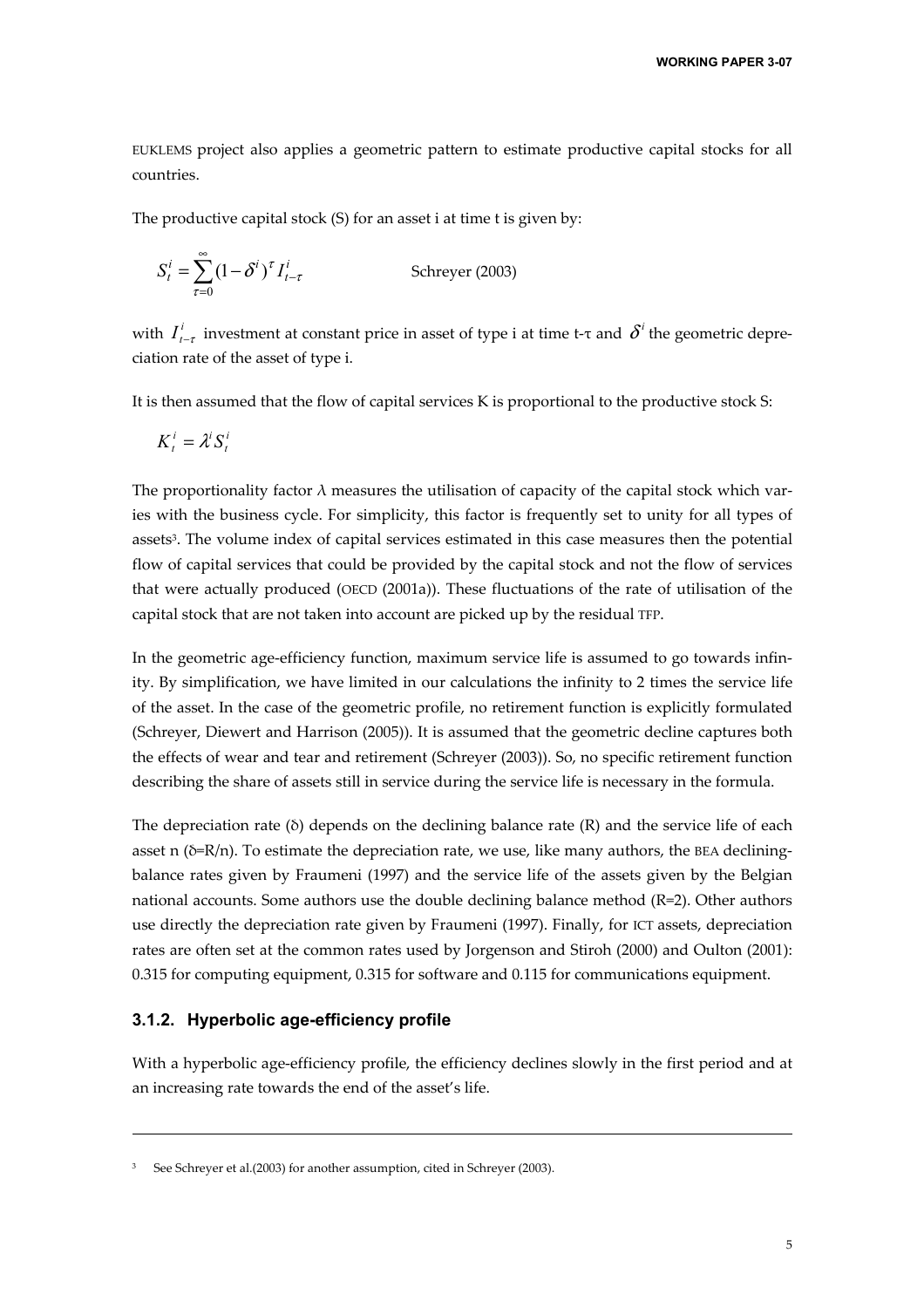EUKLEMS project also applies a geometric pattern to estimate productive capital stocks for all countries.

The productive capital stock (S) for an asset i at time t is given by:

$$S_t^i = \sum_{\tau=0}^{\infty} (1-\delta^i)^{\tau} I_{t-\tau}^i \qquad \text{Schreyer (2003)}$$

with $I_{t-\tau}^i$ investment at constant price in asset of type i at time t-τ and $\delta^i$ the geometric depreciation rate of the asset of type i.

It is then assumed that the flow of capital services K is proportional to the productive stock S:

$$K_t^i = \lambda^i S_t^i$$

The proportionality factor λ measures the utilisation of capacity of the capital stock which varies with the business cycle. For simplicity, this factor is frequently set to unity for all types of assets[3]. The volume index of capital services estimated in this case measures then the potential flow of capital services that could be provided by the capital stock and not the flow of services that were actually produced (OECD (2001a)). These fluctuations of the rate of utilisation of the capital stock that are not taken into account are picked up by the residual TFP.

In the geometric age-efficiency function, maximum service life is assumed to go towards infinity. By simplification, we have limited in our calculations the infinity to 2 times the service life of the asset. In the case of the geometric profile, no retirement function is explicitly formulated (Schreyer, Diewert and Harrison (2005)). It is assumed that the geometric decline captures both the effects of wear and tear and retirement (Schreyer (2003)). So, no specific retirement function describing the share of assets still in service during the service life is necessary in the formula.

The depreciation rate (δ) depends on the declining balance rate (R) and the service life of each asset n (δ=R/n). To estimate the depreciation rate, we use, like many authors, the BEA declining-balance rates given by Fraumeni (1997) and the service life of the assets given by the Belgian national accounts. Some authors use the double declining balance method (R=2). Other authors use directly the depreciation rate given by Fraumeni (1997). Finally, for ICT assets, depreciation rates are often set at the common rates used by Jorgenson and Stiroh (2000) and Oulton (2001): 0.315 for computing equipment, 0.315 for software and 0.115 for communications equipment.

### 3.1.2. Hyperbolic age-efficiency profile

With a hyperbolic age-efficiency profile, the efficiency declines slowly in the first period and at an increasing rate towards the end of the asset's life.

---

[3] See Schreyer et al.(2003) for another assumption, cited in Schreyer (2003).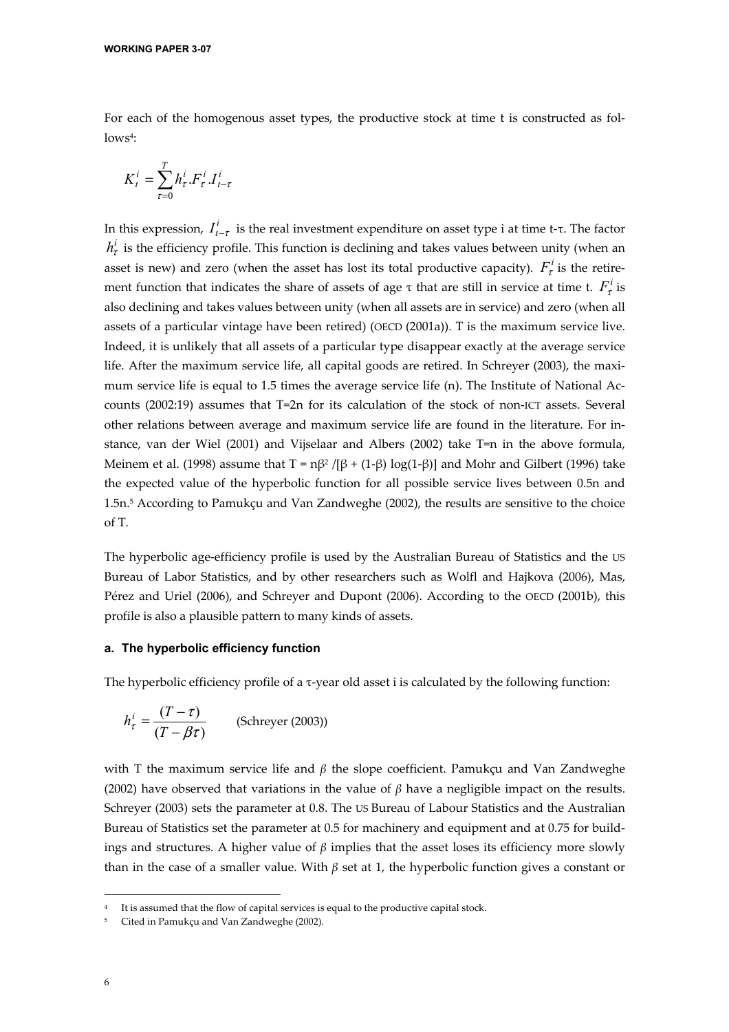For each of the homogenous asset types, the productive stock at time t is constructed as follows[4]:

$$K_t^i = \sum_{\tau=0}^{T} h_\tau^i . F_\tau^i . I_{t-\tau}^i$$

In this expression, $I_{t-\tau}^i$ is the real investment expenditure on asset type i at time t-τ. The factor $h_\tau^i$ is the efficiency profile. This function is declining and takes values between unity (when an asset is new) and zero (when the asset has lost its total productive capacity). $F_\tau^i$ is the retirement function that indicates the share of assets of age τ that are still in service at time t. $F_\tau^i$ is also declining and takes values between unity (when all assets are in service) and zero (when all assets of a particular vintage have been retired) (OECD (2001a)). T is the maximum service live. Indeed, it is unlikely that all assets of a particular type disappear exactly at the average service life. After the maximum service life, all capital goods are retired. In Schreyer (2003), the maximum service life is equal to 1.5 times the average service life (n). The Institute of National Accounts (2002:19) assumes that T=2n for its calculation of the stock of non-ICT assets. Several other relations between average and maximum service life are found in the literature. For instance, van der Wiel (2001) and Vijselaar and Albers (2002) take T=n in the above formula, Meinem et al. (1998) assume that $T = n\beta^2 /[\beta + (1-\beta) \log(1-\beta)]$ and Mohr and Gilbert (1996) take the expected value of the hyperbolic function for all possible service lives between 0.5n and 1.5n.[5] According to Pamukçu and Van Zandweghe (2002), the results are sensitive to the choice of T.

The hyperbolic age-efficiency profile is used by the Australian Bureau of Statistics and the US Bureau of Labor Statistics, and by other researchers such as Wolfl and Hajkova (2006), Mas, Pérez and Uriel (2006), and Schreyer and Dupont (2006). According to the OECD (2001b), this profile is also a plausible pattern to many kinds of assets.

#### a. The hyperbolic efficiency function

The hyperbolic efficiency profile of a τ-year old asset i is calculated by the following function:

$$h_\tau^i = \frac{(T-\tau)}{(T-\beta\tau)} \qquad \text{(Schreyer (2003))}$$

with T the maximum service life and $\beta$ the slope coefficient. Pamukçu and Van Zandweghe (2002) have observed that variations in the value of $\beta$ have a negligible impact on the results. Schreyer (2003) sets the parameter at 0.8. The US Bureau of Labour Statistics and the Australian Bureau of Statistics set the parameter at 0.5 for machinery and equipment and at 0.75 for buildings and structures. A higher value of $\beta$ implies that the asset loses its efficiency more slowly than in the case of a smaller value. With $\beta$ set at 1, the hyperbolic function gives a constant or

---

[4] It is assumed that the flow of capital services is equal to the productive capital stock.

[5] Cited in Pamukçu and Van Zandweghe (2002).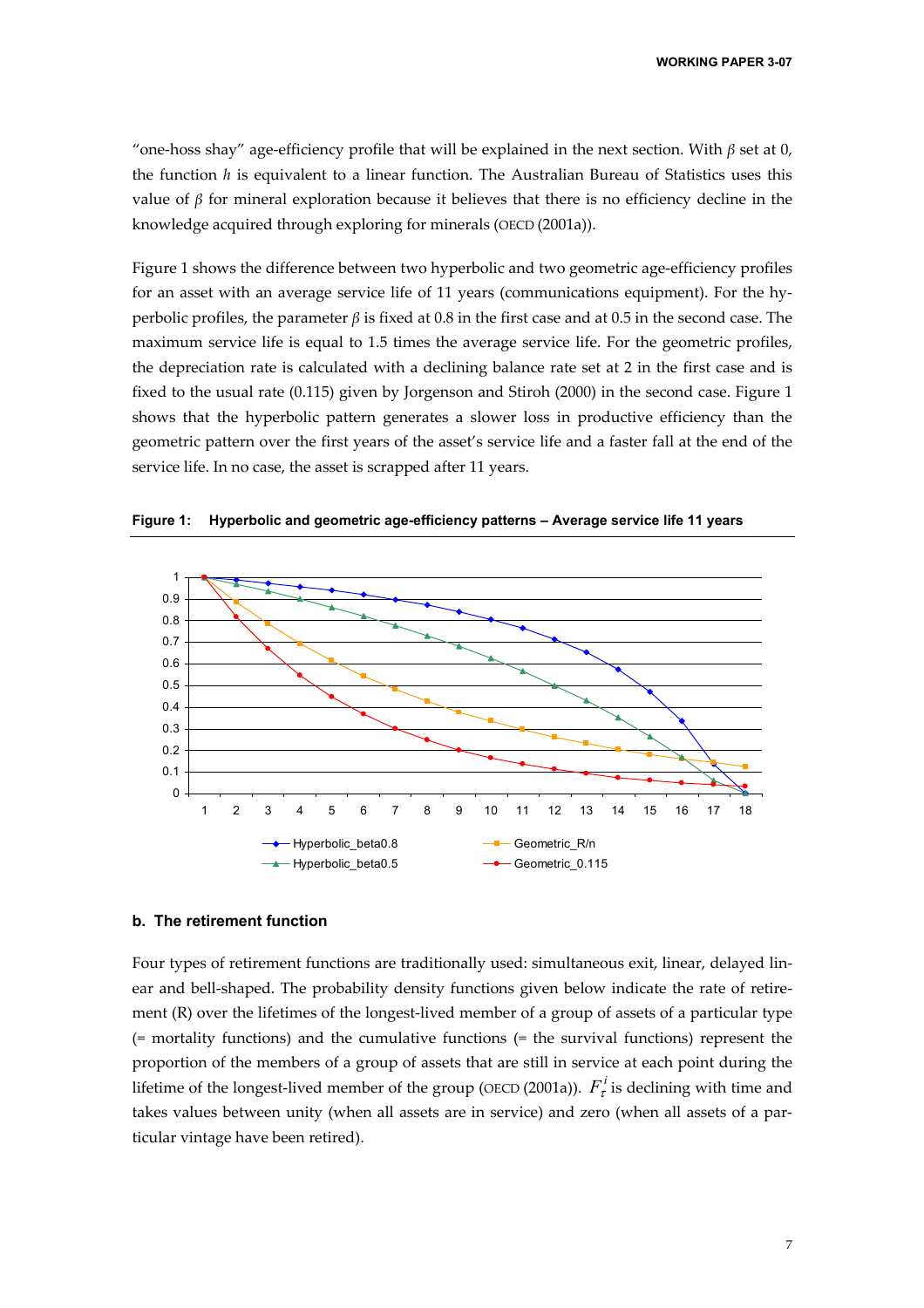"one-hoss shay" age-efficiency profile that will be explained in the next section. With $\beta$ set at 0, the function $h$ is equivalent to a linear function. The Australian Bureau of Statistics uses this value of $\beta$ for mineral exploration because it believes that there is no efficiency decline in the knowledge acquired through exploring for minerals (OECD (2001a)).

Figure 1 shows the difference between two hyperbolic and two geometric age-efficiency profiles for an asset with an average service life of 11 years (communications equipment). For the hyperbolic profiles, the parameter $\beta$ is fixed at 0.8 in the first case and at 0.5 in the second case. The maximum service life is equal to 1.5 times the average service life. For the geometric profiles, the depreciation rate is calculated with a declining balance rate set at 2 in the first case and is fixed to the usual rate (0.115) given by Jorgenson and Stiroh (2000) in the second case. Figure 1 shows that the hyperbolic pattern generates a slower loss in productive efficiency than the geometric pattern over the first years of the asset's service life and a faster fall at the end of the service life. In no case, the asset is scrapped after 11 years.

**Figure 1: Hyperbolic and geometric age-efficiency patterns – Average service life 11 years**

### b. The retirement function

Four types of retirement functions are traditionally used: simultaneous exit, linear, delayed linear and bell-shaped. The probability density functions given below indicate the rate of retirement (R) over the lifetimes of the longest-lived member of a group of assets of a particular type (= mortality functions) and the cumulative functions (= the survival functions) represent the proportion of the members of a group of assets that are still in service at each point during the lifetime of the longest-lived member of the group (OECD (2001a)). $F_{\tau}^{i}$ is declining with time and takes values between unity (when all assets are in service) and zero (when all assets of a particular vintage have been retired).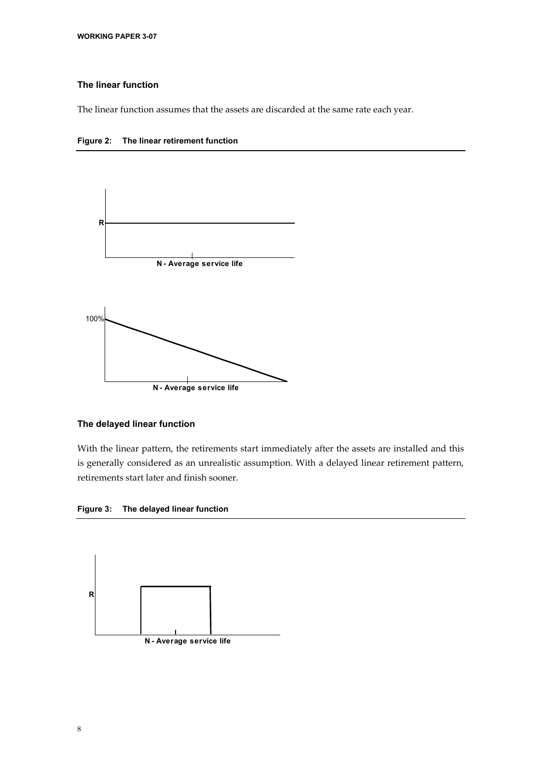### The linear function

The linear function assumes that the assets are discarded at the same rate each year.

**Figure 2: The linear retirement function**

### The delayed linear function

With the linear pattern, the retirements start immediately after the assets are installed and this is generally considered as an unrealistic assumption. With a delayed linear retirement pattern, retirements start later and finish sooner.

**Figure 3: The delayed linear function**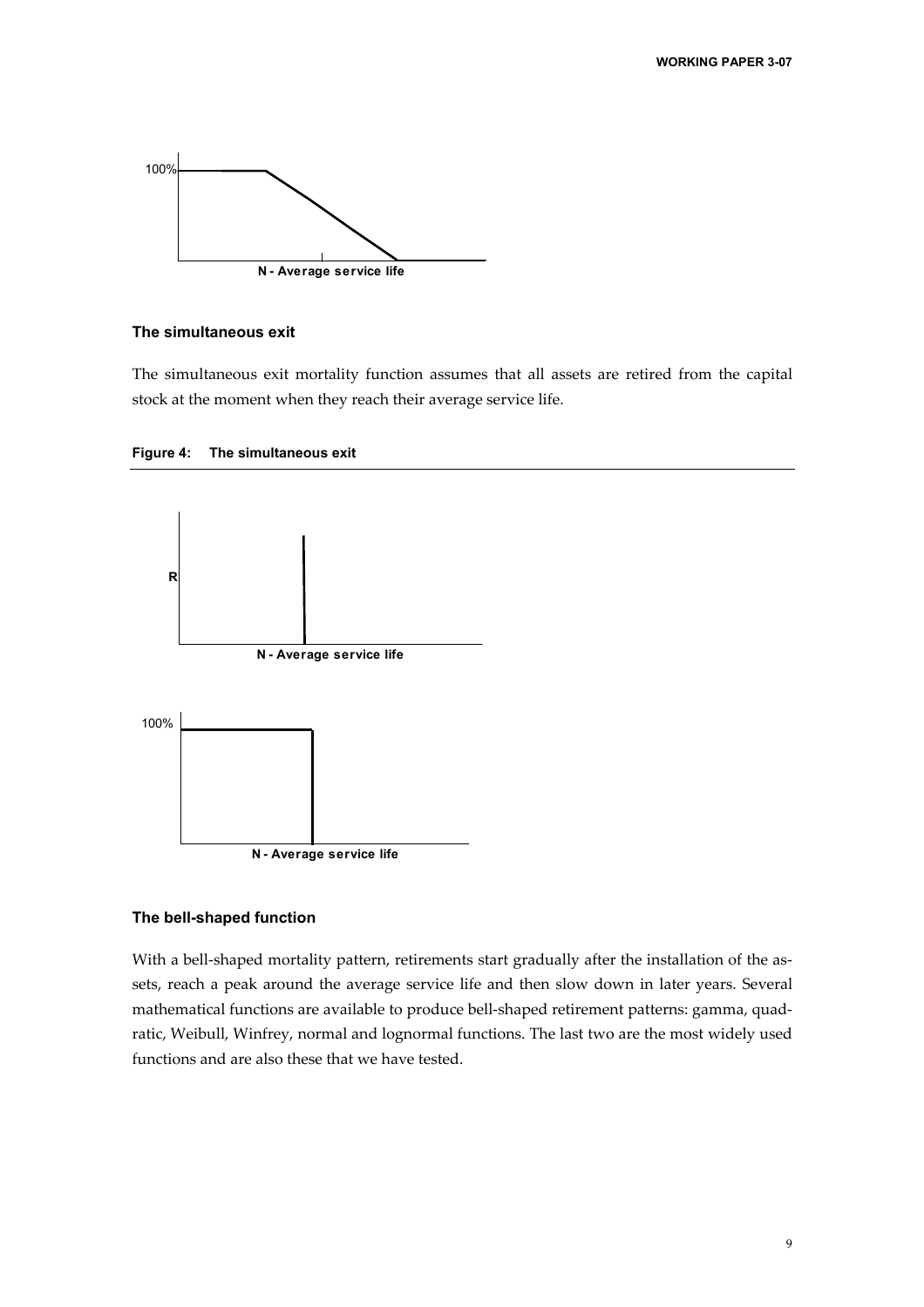100%

N - Average service life

### The simultaneous exit

The simultaneous exit mortality function assumes that all assets are retired from the capital stock at the moment when they reach their average service life.

**Figure 4: The simultaneous exit**

R

N - Average service life

100%

N - Average service life

### The bell-shaped function

With a bell-shaped mortality pattern, retirements start gradually after the installation of the assets, reach a peak around the average service life and then slow down in later years. Several mathematical functions are available to produce bell-shaped retirement patterns: gamma, quadratic, Weibull, Winfrey, normal and lognormal functions. The last two are the most widely used functions and are also these that we have tested.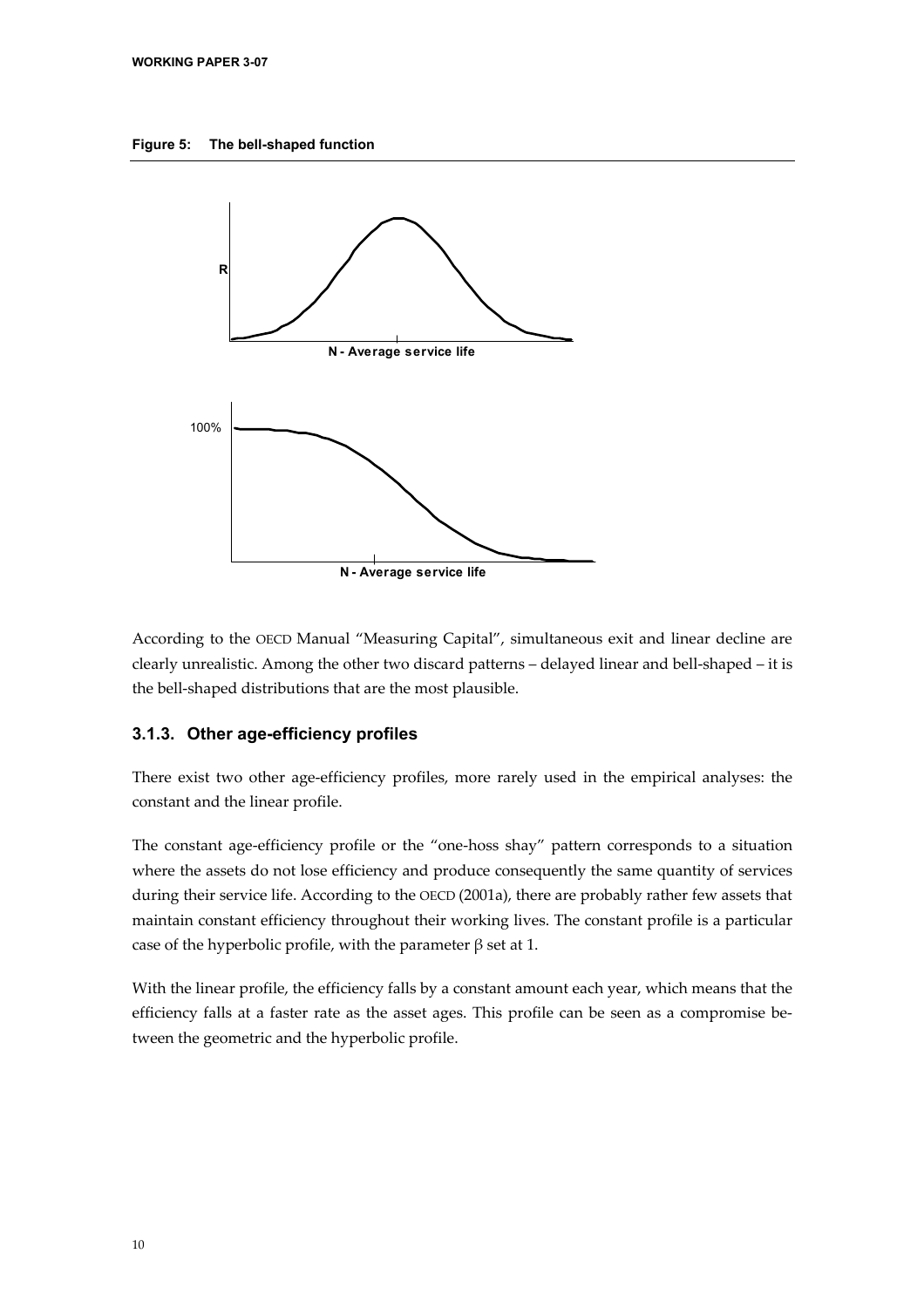**Figure 5: The bell-shaped function**

According to the OECD Manual "Measuring Capital", simultaneous exit and linear decline are clearly unrealistic. Among the other two discard patterns – delayed linear and bell-shaped – it is the bell-shaped distributions that are the most plausible.

### 3.1.3. Other age-efficiency profiles

There exist two other age-efficiency profiles, more rarely used in the empirical analyses: the constant and the linear profile.

The constant age-efficiency profile or the "one-hoss shay" pattern corresponds to a situation where the assets do not lose efficiency and produce consequently the same quantity of services during their service life. According to the OECD (2001a), there are probably rather few assets that maintain constant efficiency throughout their working lives. The constant profile is a particular case of the hyperbolic profile, with the parameter $\beta$ set at 1.

With the linear profile, the efficiency falls by a constant amount each year, which means that the efficiency falls at a faster rate as the asset ages. This profile can be seen as a compromise between the geometric and the hyperbolic profile.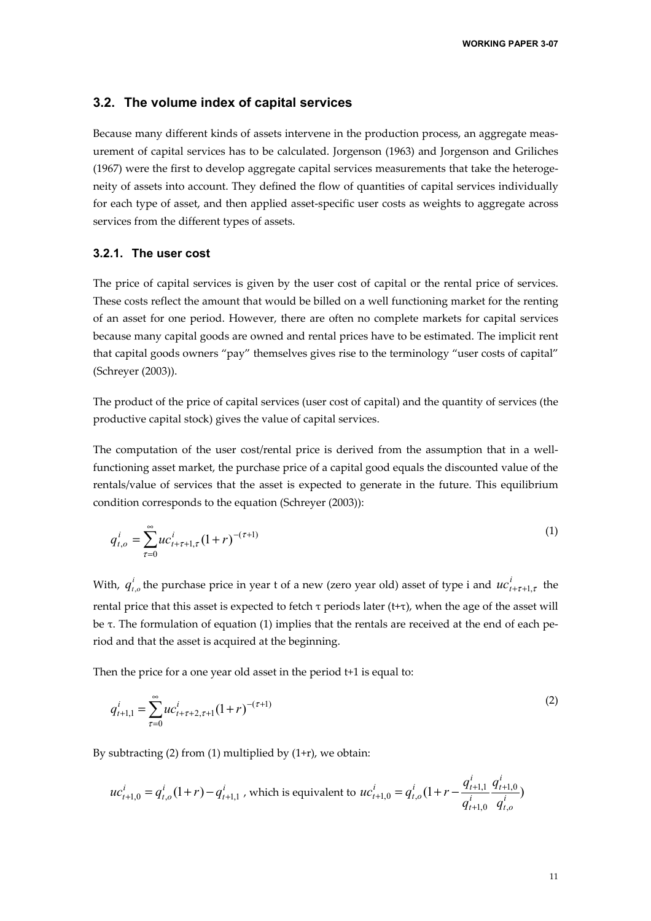## 3.2. The volume index of capital services

Because many different kinds of assets intervene in the production process, an aggregate measurement of capital services has to be calculated. Jorgenson (1963) and Jorgenson and Griliches (1967) were the first to develop aggregate capital services measurements that take the heterogeneity of assets into account. They defined the flow of quantities of capital services individually for each type of asset, and then applied asset-specific user costs as weights to aggregate across services from the different types of assets.

### 3.2.1. The user cost

The price of capital services is given by the user cost of capital or the rental price of services. These costs reflect the amount that would be billed on a well functioning market for the renting of an asset for one period. However, there are often no complete markets for capital services because many capital goods are owned and rental prices have to be estimated. The implicit rent that capital goods owners "pay" themselves gives rise to the terminology "user costs of capital" (Schreyer (2003)).

The product of the price of capital services (user cost of capital) and the quantity of services (the productive capital stock) gives the value of capital services.

The computation of the user cost/rental price is derived from the assumption that in a well-functioning asset market, the purchase price of a capital good equals the discounted value of the rentals/value of services that the asset is expected to generate in the future. This equilibrium condition corresponds to the equation (Schreyer (2003)):

$$q^i_{t,o} = \sum_{\tau=0}^{\infty} uc^i_{t+\tau+1,\tau}(1+r)^{-(\tau+1)} \tag{1}$$

With, $q^i_{t,o}$ the purchase price in year t of a new (zero year old) asset of type i and $uc^i_{t+\tau+1,\tau}$ the rental price that this asset is expected to fetch τ periods later (t+τ), when the age of the asset will be τ. The formulation of equation (1) implies that the rentals are received at the end of each period and that the asset is acquired at the beginning.

Then the price for a one year old asset in the period t+1 is equal to:

$$q^i_{t+1,1} = \sum_{\tau=0}^{\infty} uc^i_{t+\tau+2,\tau+1}(1+r)^{-(\tau+1)} \tag{2}$$

By subtracting (2) from (1) multiplied by (1+r), we obtain:

$uc^i_{t+1,0} = q^i_{t,o}(1+r) - q^i_{t+1,1}$ , which is equivalent to $uc^i_{t+1,0} = q^i_{t,o}\left(1+r-\dfrac{q^i_{t+1,1}}{q^i_{t+1,0}}\dfrac{q^i_{t+1,0}}{q^i_{t,o}}\right)$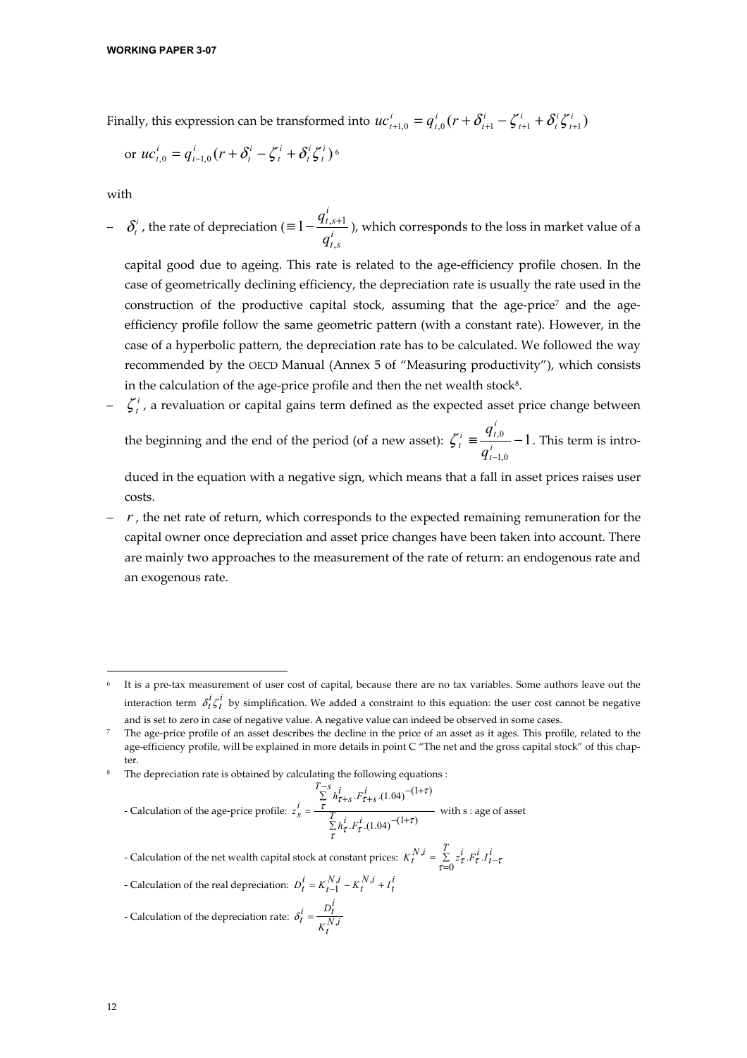Finally, this expression can be transformed into $uc^i_{t+1,0} = q^i_{t,0}(r + \delta^i_{t+1} - \zeta^i_{t+1} + \delta^i_t \zeta^i_{t+1})$

or $uc^i_{t,0} = q^i_{t-1,0}(r + \delta^i_t - \zeta^i_t + \delta^i_t \zeta^i_t)$[6]

with

- $\delta^i_t$, the rate of depreciation ($\equiv 1 - \dfrac{q^i_{t,s+1}}{q^i_{t,s}}$), which corresponds to the loss in market value of a capital good due to ageing. This rate is related to the age-efficiency profile chosen. In the case of geometrically declining efficiency, the depreciation rate is usually the rate used in the construction of the productive capital stock, assuming that the age-price[7] and the age-efficiency profile follow the same geometric pattern (with a constant rate). However, in the case of a hyperbolic pattern, the depreciation rate has to be calculated. We followed the way recommended by the OECD Manual (Annex 5 of "Measuring productivity"), which consists in the calculation of the age-price profile and then the net wealth stock[8].
- $\zeta^i_t$, a revaluation or capital gains term defined as the expected asset price change between the beginning and the end of the period (of a new asset): $\zeta^i_t \equiv \dfrac{q^i_{t,0}}{q^i_{t-1,0}} - 1$. This term is introduced in the equation with a negative sign, which means that a fall in asset prices raises user costs.
- $r$, the net rate of return, which corresponds to the expected remaining remuneration for the capital owner once depreciation and asset price changes have been taken into account. There are mainly two approaches to the measurement of the rate of return: an endogenous rate and an exogenous rate.

---

[6] It is a pre-tax measurement of user cost of capital, because there are no tax variables. Some authors leave out the interaction term $\delta^i_t \zeta^i_t$ by simplification. We added a constraint to this equation: the user cost cannot be negative and is set to zero in case of negative value. A negative value can indeed be observed in some cases.

[7] The age-price profile of an asset describes the decline in the price of an asset as it ages. This profile, related to the age-efficiency profile, will be explained in more details in point C "The net and the gross capital stock" of this chapter.

[8] The depreciation rate is obtained by calculating the following equations :

- Calculation of the age-price profile: $z^i_s = \dfrac{\sum\limits_{\tau}^{T-s} h^i_{\tau+s}.F^i_{\tau+s}.(1.04)^{-(1+\tau)}}{\sum\limits_{\tau}^{T} h^i_{\tau}.F^i_{\tau}.(1.04)^{-(1+\tau)}}$ with s : age of asset

- Calculation of the net wealth capital stock at constant prices: $K^{N,i}_t = \sum\limits_{\tau=0}^{T} z^i_{\tau}.F^i_{\tau}.I^i_{t-\tau}$

- Calculation of the real depreciation: $D^i_t = K^{N,i}_{t-1} - K^{N,i}_t + I^i_t$

- Calculation of the depreciation rate: $\delta^i_t = \dfrac{D^i_t}{K^{N,i}_t}$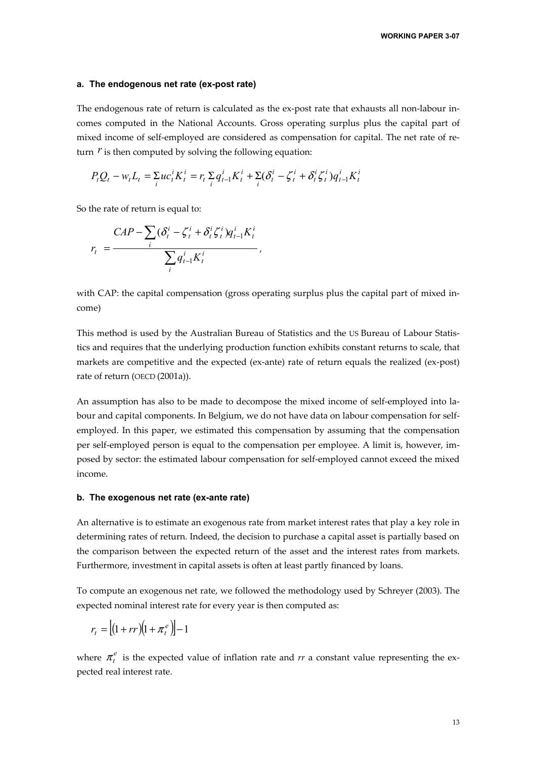#### a. The endogenous net rate (ex-post rate)

The endogenous rate of return is calculated as the ex-post rate that exhausts all non-labour incomes computed in the National Accounts. Gross operating surplus plus the capital part of mixed income of self-employed are considered as compensation for capital. The net rate of return $r$ is then computed by solving the following equation:

$$P_t Q_t - w_t L_t = \sum_i uc_t^i K_t^i = r_t \sum_i q_{t-1}^i K_t^i + \sum_i (\delta_t^i - \zeta_t^i + \delta_t^i \zeta_t^i) q_{t-1}^i K_t^i$$

So the rate of return is equal to:

$$r_t = \frac{CAP - \sum_i (\delta_t^i - \zeta_t^i + \delta_t^i \zeta_t^i) q_{t-1}^i K_t^i}{\sum_i q_{t-1}^i K_t^i},$$

with CAP: the capital compensation (gross operating surplus plus the capital part of mixed income)

This method is used by the Australian Bureau of Statistics and the US Bureau of Labour Statistics and requires that the underlying production function exhibits constant returns to scale, that markets are competitive and the expected (ex-ante) rate of return equals the realized (ex-post) rate of return (OECD (2001a)).

An assumption has also to be made to decompose the mixed income of self-employed into labour and capital components. In Belgium, we do not have data on labour compensation for self-employed. In this paper, we estimated this compensation by assuming that the compensation per self-employed person is equal to the compensation per employee. A limit is, however, imposed by sector: the estimated labour compensation for self-employed cannot exceed the mixed income.

#### b. The exogenous net rate (ex-ante rate)

An alternative is to estimate an exogenous rate from market interest rates that play a key role in determining rates of return. Indeed, the decision to purchase a capital asset is partially based on the comparison between the expected return of the asset and the interest rates from markets. Furthermore, investment in capital assets is often at least partly financed by loans.

To compute an exogenous net rate, we followed the methodology used by Schreyer (2003). The expected nominal interest rate for every year is then computed as:

$$r_t = \left[(1 + rr)(1 + \pi_t^e)\right] - 1$$

where $\pi_t^e$ is the expected value of inflation rate and *rr* a constant value representing the expected real interest rate.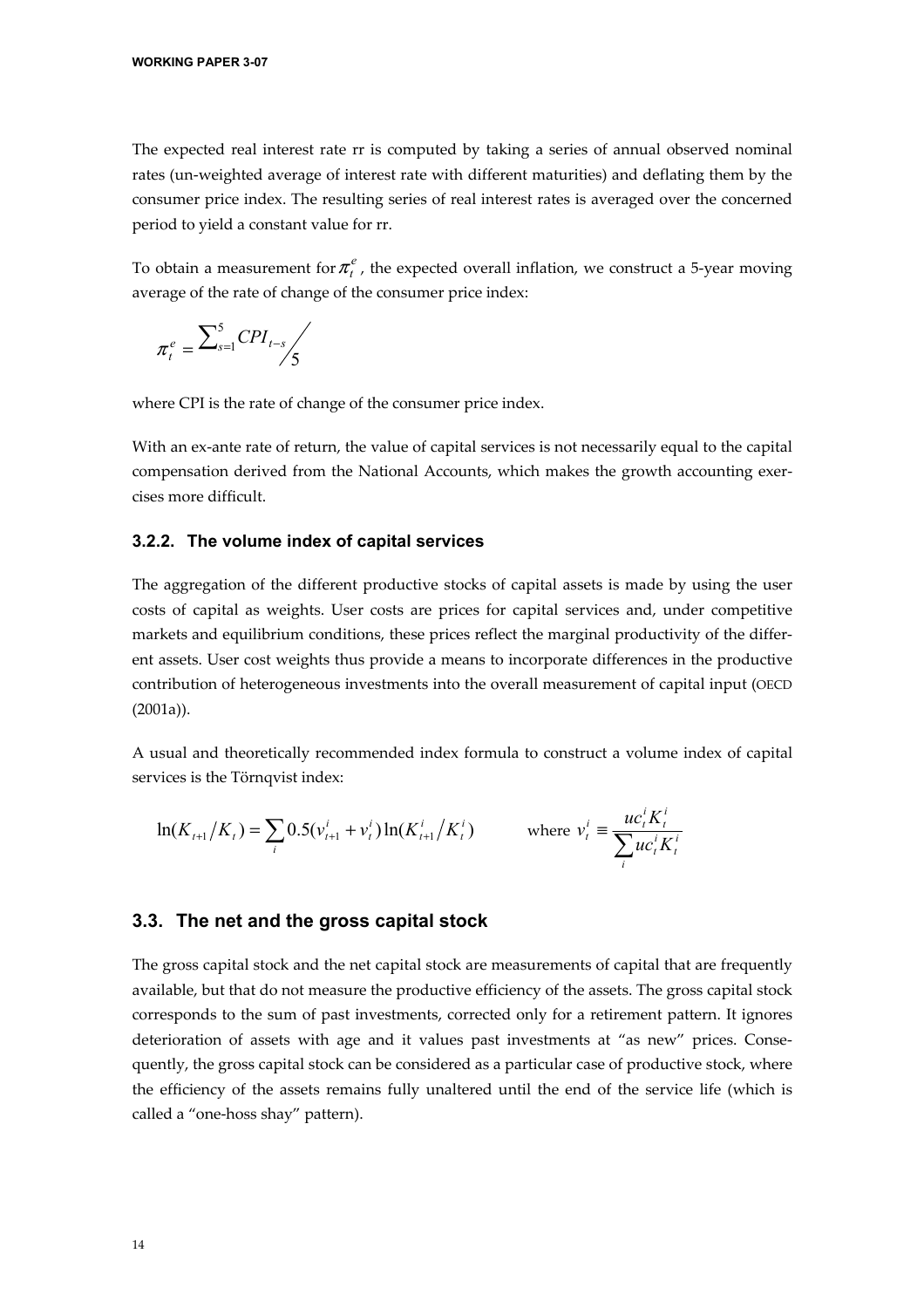The expected real interest rate rr is computed by taking a series of annual observed nominal rates (un-weighted average of interest rate with different maturities) and deflating them by the consumer price index. The resulting series of real interest rates is averaged over the concerned period to yield a constant value for rr.

To obtain a measurement for $\pi_t^e$, the expected overall inflation, we construct a 5-year moving average of the rate of change of the consumer price index:

$$\pi_t^e = \sum_{s=1}^{5} CPI_{t-s} \Big/ 5$$

where CPI is the rate of change of the consumer price index.

With an ex-ante rate of return, the value of capital services is not necessarily equal to the capital compensation derived from the National Accounts, which makes the growth accounting exercises more difficult.

### 3.2.2. The volume index of capital services

The aggregation of the different productive stocks of capital assets is made by using the user costs of capital as weights. User costs are prices for capital services and, under competitive markets and equilibrium conditions, these prices reflect the marginal productivity of the different assets. User cost weights thus provide a means to incorporate differences in the productive contribution of heterogeneous investments into the overall measurement of capital input (OECD (2001a)).

A usual and theoretically recommended index formula to construct a volume index of capital services is the Törnqvist index:

$$\ln(K_{t+1}/K_t) = \sum_i 0.5(v_{t+1}^i + v_t^i)\ln(K_{t+1}^i/K_t^i) \qquad \text{where } v_t^i \equiv \frac{uc_t^i K_t^i}{\sum_i uc_t^i K_t^i}$$

## 3.3. The net and the gross capital stock

The gross capital stock and the net capital stock are measurements of capital that are frequently available, but that do not measure the productive efficiency of the assets. The gross capital stock corresponds to the sum of past investments, corrected only for a retirement pattern. It ignores deterioration of assets with age and it values past investments at "as new" prices. Consequently, the gross capital stock can be considered as a particular case of productive stock, where the efficiency of the assets remains fully unaltered until the end of the service life (which is called a "one-hoss shay" pattern).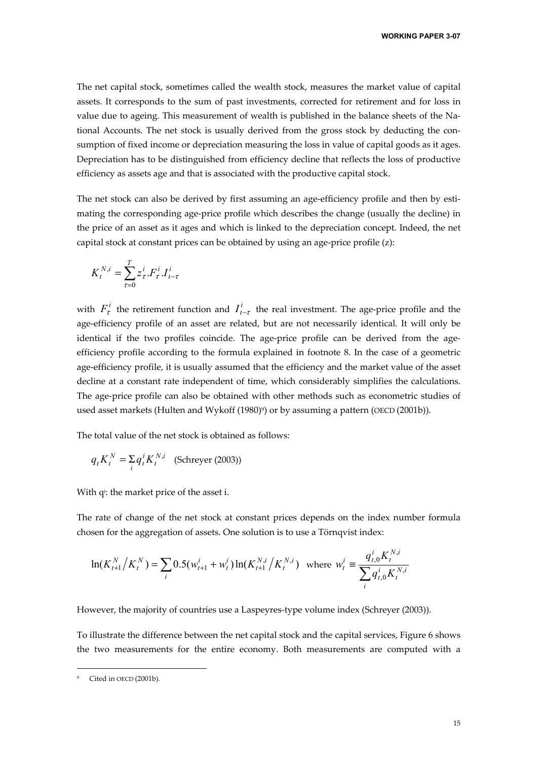The net capital stock, sometimes called the wealth stock, measures the market value of capital assets. It corresponds to the sum of past investments, corrected for retirement and for loss in value due to ageing. This measurement of wealth is published in the balance sheets of the National Accounts. The net stock is usually derived from the gross stock by deducting the consumption of fixed income or depreciation measuring the loss in value of capital goods as it ages. Depreciation has to be distinguished from efficiency decline that reflects the loss of productive efficiency as assets age and that is associated with the productive capital stock.

The net stock can also be derived by first assuming an age-efficiency profile and then by estimating the corresponding age-price profile which describes the change (usually the decline) in the price of an asset as it ages and which is linked to the depreciation concept. Indeed, the net capital stock at constant prices can be obtained by using an age-price profile (z):

$$K_t^{N,i} = \sum_{\tau=0}^{T} z_\tau^i . F_\tau^i . I_{t-\tau}^i$$

with $F_\tau^i$ the retirement function and $I_{t-\tau}^i$ the real investment. The age-price profile and the age-efficiency profile of an asset are related, but are not necessarily identical. It will only be identical if the two profiles coincide. The age-price profile can be derived from the age-efficiency profile according to the formula explained in footnote 8. In the case of a geometric age-efficiency profile, it is usually assumed that the efficiency and the market value of the asset decline at a constant rate independent of time, which considerably simplifies the calculations. The age-price profile can also be obtained with other methods such as econometric studies of used asset markets (Hulten and Wykoff (1980)[9]) or by assuming a pattern (OECD (2001b)).

The total value of the net stock is obtained as follows:

$$q_t K_t^N = \sum_i q_t^i K_t^{N,i} \quad \text{(Schreyer (2003))}$$

With $q^i$: the market price of the asset i.

The rate of change of the net stock at constant prices depends on the index number formula chosen for the aggregation of assets. One solution is to use a Törnqvist index:

$$\ln(K_{t+1}^N / K_t^N) = \sum_i 0.5(w_{t+1}^i + w_t^i)\ln(K_{t+1}^{N,i} / K_t^{N,i}) \quad \text{where } w_t^i \equiv \frac{q_{t,0}^i K_t^{N,i}}{\sum_i q_{t,0}^i K_t^{N,i}}$$

However, the majority of countries use a Laspeyres-type volume index (Schreyer (2003)).

To illustrate the difference between the net capital stock and the capital services, Figure 6 shows the two measurements for the entire economy. Both measurements are computed with a

---

[9] Cited in OECD (2001b).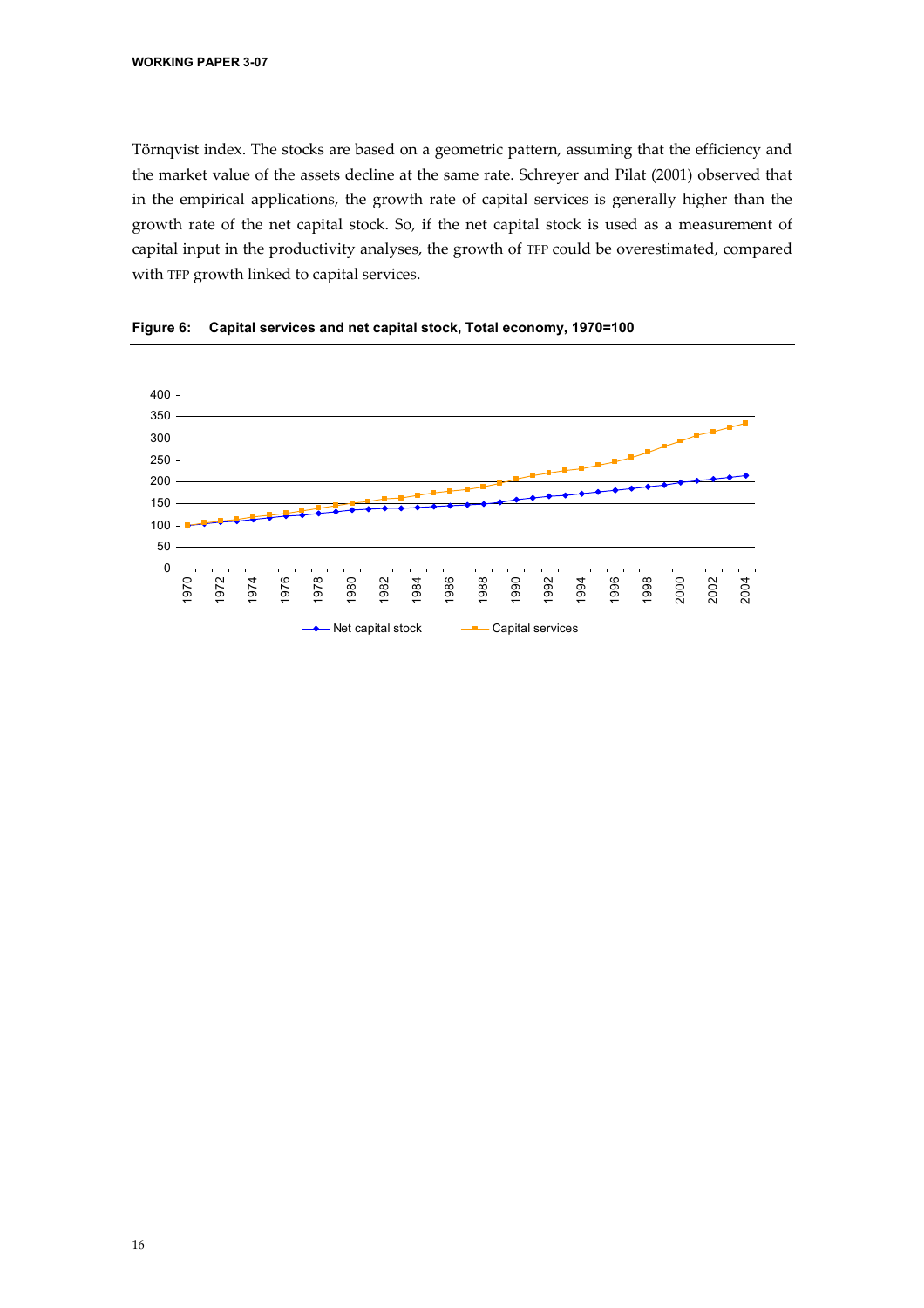Törnqvist index. The stocks are based on a geometric pattern, assuming that the efficiency and the market value of the assets decline at the same rate. Schreyer and Pilat (2001) observed that in the empirical applications, the growth rate of capital services is generally higher than the growth rate of the net capital stock. So, if the net capital stock is used as a measurement of capital input in the productivity analyses, the growth of TFP could be overestimated, compared with TFP growth linked to capital services.

**Figure 6: Capital services and net capital stock, Total economy, 1970=100**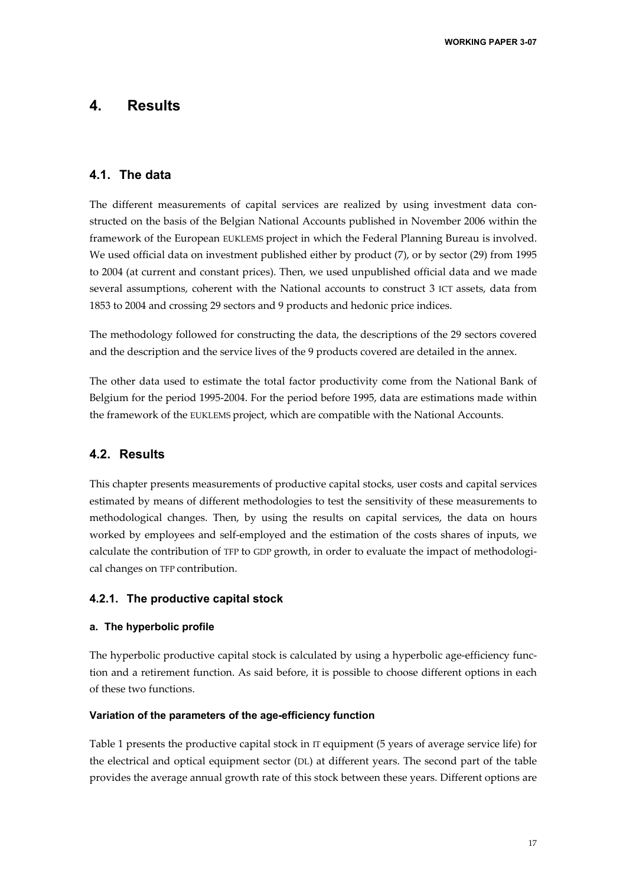# 4. Results

## 4.1. The data

The different measurements of capital services are realized by using investment data constructed on the basis of the Belgian National Accounts published in November 2006 within the framework of the European EUKLEMS project in which the Federal Planning Bureau is involved. We used official data on investment published either by product (7), or by sector (29) from 1995 to 2004 (at current and constant prices). Then, we used unpublished official data and we made several assumptions, coherent with the National accounts to construct 3 ICT assets, data from 1853 to 2004 and crossing 29 sectors and 9 products and hedonic price indices.

The methodology followed for constructing the data, the descriptions of the 29 sectors covered and the description and the service lives of the 9 products covered are detailed in the annex.

The other data used to estimate the total factor productivity come from the National Bank of Belgium for the period 1995-2004. For the period before 1995, data are estimations made within the framework of the EUKLEMS project, which are compatible with the National Accounts.

## 4.2. Results

This chapter presents measurements of productive capital stocks, user costs and capital services estimated by means of different methodologies to test the sensitivity of these measurements to methodological changes. Then, by using the results on capital services, the data on hours worked by employees and self-employed and the estimation of the costs shares of inputs, we calculate the contribution of TFP to GDP growth, in order to evaluate the impact of methodological changes on TFP contribution.

### 4.2.1. The productive capital stock

#### a. The hyperbolic profile

The hyperbolic productive capital stock is calculated by using a hyperbolic age-efficiency function and a retirement function. As said before, it is possible to choose different options in each of these two functions.

#### Variation of the parameters of the age-efficiency function

Table 1 presents the productive capital stock in IT equipment (5 years of average service life) for the electrical and optical equipment sector (DL) at different years. The second part of the table provides the average annual growth rate of this stock between these years. Different options are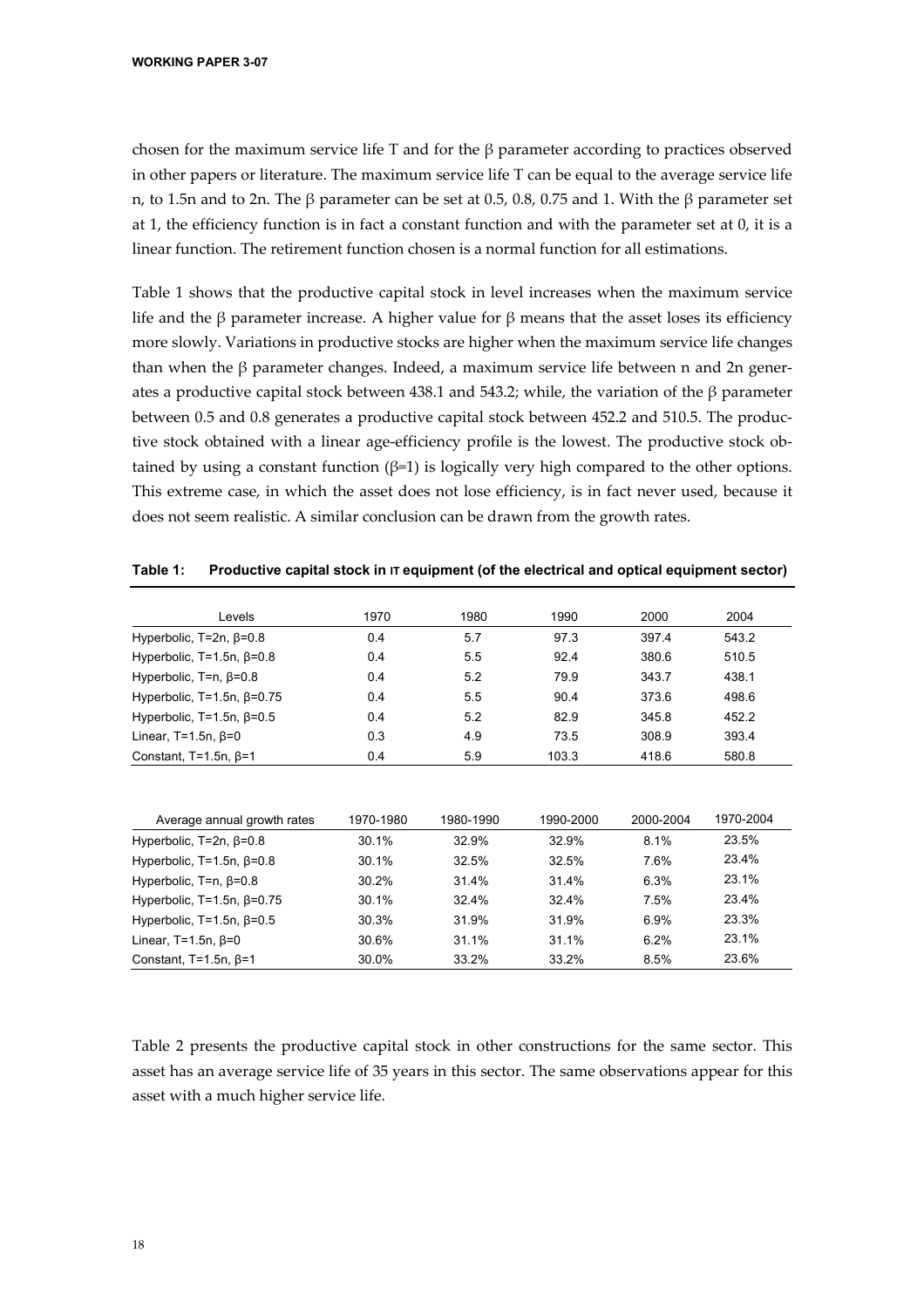chosen for the maximum service life T and for the $\beta$ parameter according to practices observed in other papers or literature. The maximum service life T can be equal to the average service life n, to 1.5n and to 2n. The $\beta$ parameter can be set at 0.5, 0.8, 0.75 and 1. With the $\beta$ parameter set at 1, the efficiency function is in fact a constant function and with the parameter set at 0, it is a linear function. The retirement function chosen is a normal function for all estimations.

Table 1 shows that the productive capital stock in level increases when the maximum service life and the $\beta$ parameter increase. A higher value for $\beta$ means that the asset loses its efficiency more slowly. Variations in productive stocks are higher when the maximum service life changes than when the $\beta$ parameter changes. Indeed, a maximum service life between n and 2n generates a productive capital stock between 438.1 and 543.2; while, the variation of the $\beta$ parameter between 0.5 and 0.8 generates a productive capital stock between 452.2 and 510.5. The productive stock obtained with a linear age-efficiency profile is the lowest. The productive stock obtained by using a constant function ($\beta$=1) is logically very high compared to the other options. This extreme case, in which the asset does not lose efficiency, is in fact never used, because it does not seem realistic. A similar conclusion can be drawn from the growth rates.

**Table 1: Productive capital stock in IT equipment (of the electrical and optical equipment sector)**

| Levels | 1970 | 1980 | 1990 | 2000 | 2004 |
|---|---|---|---|---|---|
| Hyperbolic, T=2n, $\beta$=0.8 | 0.4 | 5.7 | 97.3 | 397.4 | 543.2 |
| Hyperbolic, T=1.5n, $\beta$=0.8 | 0.4 | 5.5 | 92.4 | 380.6 | 510.5 |
| Hyperbolic, T=n, $\beta$=0.8 | 0.4 | 5.2 | 79.9 | 343.7 | 438.1 |
| Hyperbolic, T=1.5n, $\beta$=0.75 | 0.4 | 5.5 | 90.4 | 373.6 | 498.6 |
| Hyperbolic, T=1.5n, $\beta$=0.5 | 0.4 | 5.2 | 82.9 | 345.8 | 452.2 |
| Linear, T=1.5n, $\beta$=0 | 0.3 | 4.9 | 73.5 | 308.9 | 393.4 |
| Constant, T=1.5n, $\beta$=1 | 0.4 | 5.9 | 103.3 | 418.6 | 580.8 |

| Average annual growth rates | 1970-1980 | 1980-1990 | 1990-2000 | 2000-2004 | 1970-2004 |
|---|---|---|---|---|---|
| Hyperbolic, T=2n, $\beta$=0.8 | 30.1% | 32.9% | 32.9% | 8.1% | 23.5% |
| Hyperbolic, T=1.5n, $\beta$=0.8 | 30.1% | 32.5% | 32.5% | 7.6% | 23.4% |
| Hyperbolic, T=n, $\beta$=0.8 | 30.2% | 31.4% | 31.4% | 6.3% | 23.1% |
| Hyperbolic, T=1.5n, $\beta$=0.75 | 30.1% | 32.4% | 32.4% | 7.5% | 23.4% |
| Hyperbolic, T=1.5n, $\beta$=0.5 | 30.3% | 31.9% | 31.9% | 6.9% | 23.3% |
| Linear, T=1.5n, $\beta$=0 | 30.6% | 31.1% | 31.1% | 6.2% | 23.1% |
| Constant, T=1.5n, $\beta$=1 | 30.0% | 33.2% | 33.2% | 8.5% | 23.6% |

Table 2 presents the productive capital stock in other constructions for the same sector. This asset has an average service life of 35 years in this sector. The same observations appear for this asset with a much higher service life.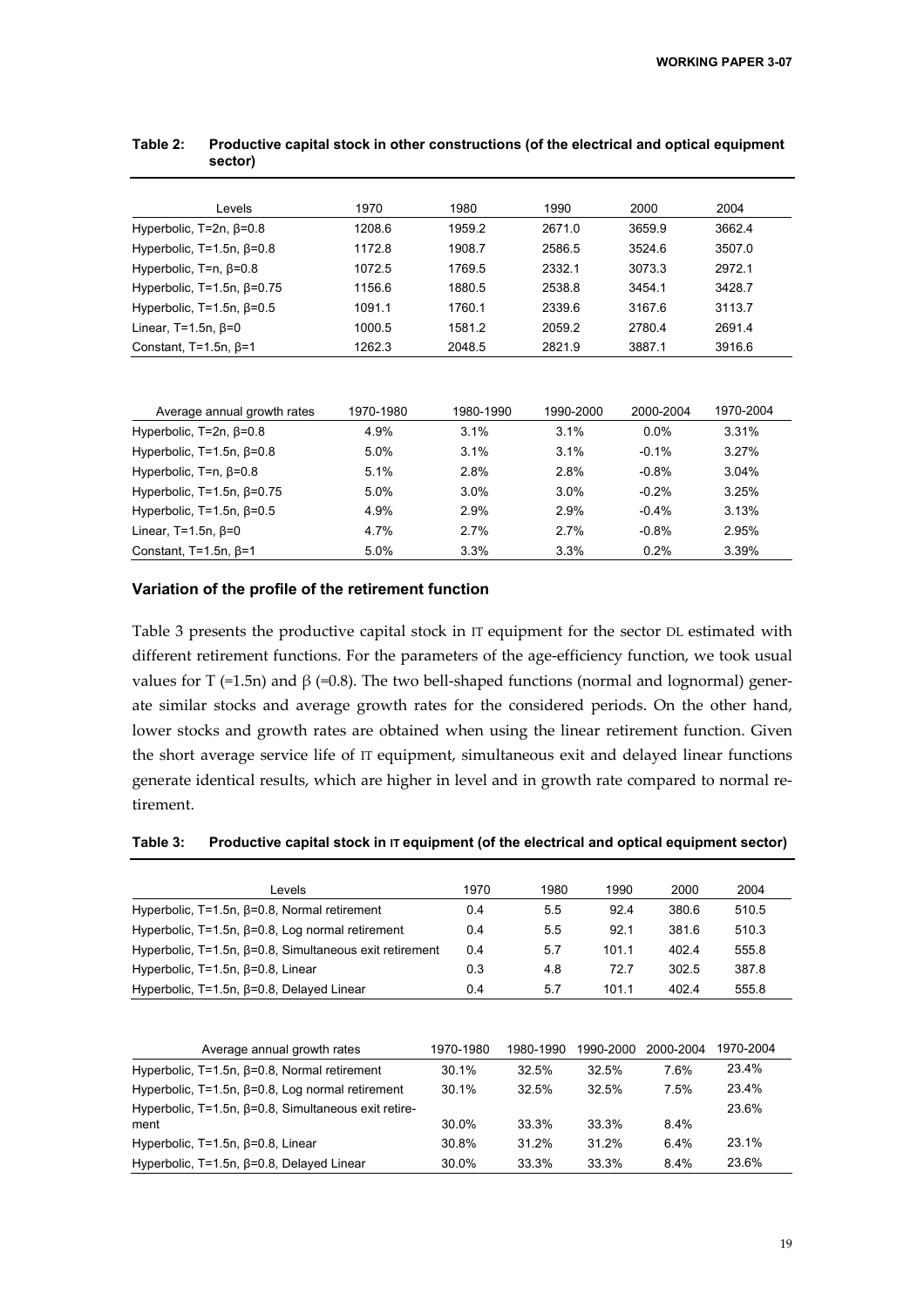**Table 2: Productive capital stock in other constructions (of the electrical and optical equipment sector)**

| Levels | 1970 | 1980 | 1990 | 2000 | 2004 |
|---|---|---|---|---|---|
| Hyperbolic, T=2n, β=0.8 | 1208.6 | 1959.2 | 2671.0 | 3659.9 | 3662.4 |
| Hyperbolic, T=1.5n, β=0.8 | 1172.8 | 1908.7 | 2586.5 | 3524.6 | 3507.0 |
| Hyperbolic, T=n, β=0.8 | 1072.5 | 1769.5 | 2332.1 | 3073.3 | 2972.1 |
| Hyperbolic, T=1.5n, β=0.75 | 1156.6 | 1880.5 | 2538.8 | 3454.1 | 3428.7 |
| Hyperbolic, T=1.5n, β=0.5 | 1091.1 | 1760.1 | 2339.6 | 3167.6 | 3113.7 |
| Linear, T=1.5n, β=0 | 1000.5 | 1581.2 | 2059.2 | 2780.4 | 2691.4 |
| Constant, T=1.5n, β=1 | 1262.3 | 2048.5 | 2821.9 | 3887.1 | 3916.6 |

| Average annual growth rates | 1970-1980 | 1980-1990 | 1990-2000 | 2000-2004 | 1970-2004 |
|---|---|---|---|---|---|
| Hyperbolic, T=2n, β=0.8 | 4.9% | 3.1% | 3.1% | 0.0% | 3.31% |
| Hyperbolic, T=1.5n, β=0.8 | 5.0% | 3.1% | 3.1% | -0.1% | 3.27% |
| Hyperbolic, T=n, β=0.8 | 5.1% | 2.8% | 2.8% | -0.8% | 3.04% |
| Hyperbolic, T=1.5n, β=0.75 | 5.0% | 3.0% | 3.0% | -0.2% | 3.25% |
| Hyperbolic, T=1.5n, β=0.5 | 4.9% | 2.9% | 2.9% | -0.4% | 3.13% |
| Linear, T=1.5n, β=0 | 4.7% | 2.7% | 2.7% | -0.8% | 2.95% |
| Constant, T=1.5n, β=1 | 5.0% | 3.3% | 3.3% | 0.2% | 3.39% |

### Variation of the profile of the retirement function

Table 3 presents the productive capital stock in IT equipment for the sector DL estimated with different retirement functions. For the parameters of the age-efficiency function, we took usual values for T (=1.5n) and β (=0.8). The two bell-shaped functions (normal and lognormal) generate similar stocks and average growth rates for the considered periods. On the other hand, lower stocks and growth rates are obtained when using the linear retirement function. Given the short average service life of IT equipment, simultaneous exit and delayed linear functions generate identical results, which are higher in level and in growth rate compared to normal retirement.

**Table 3: Productive capital stock in IT equipment (of the electrical and optical equipment sector)**

| Levels | 1970 | 1980 | 1990 | 2000 | 2004 |
|---|---|---|---|---|---|
| Hyperbolic, T=1.5n, β=0.8, Normal retirement | 0.4 | 5.5 | 92.4 | 380.6 | 510.5 |
| Hyperbolic, T=1.5n, β=0.8, Log normal retirement | 0.4 | 5.5 | 92.1 | 381.6 | 510.3 |
| Hyperbolic, T=1.5n, β=0.8, Simultaneous exit retirement | 0.4 | 5.7 | 101.1 | 402.4 | 555.8 |
| Hyperbolic, T=1.5n, β=0.8, Linear | 0.3 | 4.8 | 72.7 | 302.5 | 387.8 |
| Hyperbolic, T=1.5n, β=0.8, Delayed Linear | 0.4 | 5.7 | 101.1 | 402.4 | 555.8 |

| Average annual growth rates | 1970-1980 | 1980-1990 | 1990-2000 | 2000-2004 | 1970-2004 |
|---|---|---|---|---|---|
| Hyperbolic, T=1.5n, β=0.8, Normal retirement | 30.1% | 32.5% | 32.5% | 7.6% | 23.4% |
| Hyperbolic, T=1.5n, β=0.8, Log normal retirement | 30.1% | 32.5% | 32.5% | 7.5% | 23.4% |
| Hyperbolic, T=1.5n, β=0.8, Simultaneous exit retirement | 30.0% | 33.3% | 33.3% | 8.4% | 23.6% |
| Hyperbolic, T=1.5n, β=0.8, Linear | 30.8% | 31.2% | 31.2% | 6.4% | 23.1% |
| Hyperbolic, T=1.5n, β=0.8, Delayed Linear | 30.0% | 33.3% | 33.3% | 8.4% | 23.6% |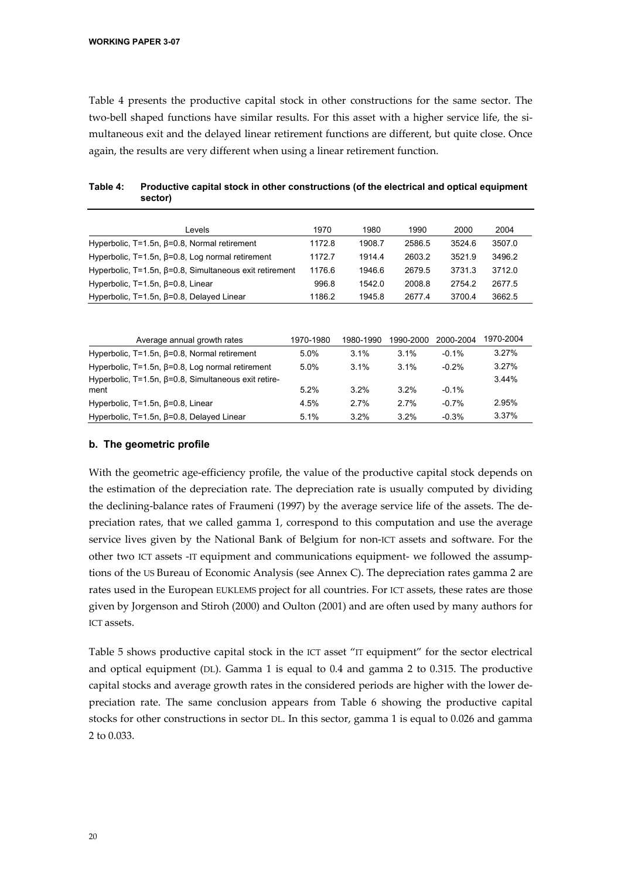Table 4 presents the productive capital stock in other constructions for the same sector. The two-bell shaped functions have similar results. For this asset with a higher service life, the simultaneous exit and the delayed linear retirement functions are different, but quite close. Once again, the results are very different when using a linear retirement function.

**Table 4: Productive capital stock in other constructions (of the electrical and optical equipment sector)**

| Levels | 1970 | 1980 | 1990 | 2000 | 2004 |
|---|---|---|---|---|---|
| Hyperbolic, T=1.5n, β=0.8, Normal retirement | 1172.8 | 1908.7 | 2586.5 | 3524.6 | 3507.0 |
| Hyperbolic, T=1.5n, β=0.8, Log normal retirement | 1172.7 | 1914.4 | 2603.2 | 3521.9 | 3496.2 |
| Hyperbolic, T=1.5n, β=0.8, Simultaneous exit retirement | 1176.6 | 1946.6 | 2679.5 | 3731.3 | 3712.0 |
| Hyperbolic, T=1.5n, β=0.8, Linear | 996.8 | 1542.0 | 2008.8 | 2754.2 | 2677.5 |
| Hyperbolic, T=1.5n, β=0.8, Delayed Linear | 1186.2 | 1945.8 | 2677.4 | 3700.4 | 3662.5 |

| Average annual growth rates | 1970-1980 | 1980-1990 | 1990-2000 | 2000-2004 | 1970-2004 |
|---|---|---|---|---|---|
| Hyperbolic, T=1.5n, β=0.8, Normal retirement | 5.0% | 3.1% | 3.1% | -0.1% | 3.27% |
| Hyperbolic, T=1.5n, β=0.8, Log normal retirement | 5.0% | 3.1% | 3.1% | -0.2% | 3.27% |
| Hyperbolic, T=1.5n, β=0.8, Simultaneous exit retirement | 5.2% | 3.2% | 3.2% | -0.1% | 3.44% |
| Hyperbolic, T=1.5n, β=0.8, Linear | 4.5% | 2.7% | 2.7% | -0.7% | 2.95% |
| Hyperbolic, T=1.5n, β=0.8, Delayed Linear | 5.1% | 3.2% | 3.2% | -0.3% | 3.37% |

### b. The geometric profile

With the geometric age-efficiency profile, the value of the productive capital stock depends on the estimation of the depreciation rate. The depreciation rate is usually computed by dividing the declining-balance rates of Fraumeni (1997) by the average service life of the assets. The depreciation rates, that we called gamma 1, correspond to this computation and use the average service lives given by the National Bank of Belgium for non-ICT assets and software. For the other two ICT assets -IT equipment and communications equipment- we followed the assumptions of the US Bureau of Economic Analysis (see Annex C). The depreciation rates gamma 2 are rates used in the European EUKLEMS project for all countries. For ICT assets, these rates are those given by Jorgenson and Stiroh (2000) and Oulton (2001) and are often used by many authors for ICT assets.

Table 5 shows productive capital stock in the ICT asset "IT equipment" for the sector electrical and optical equipment (DL). Gamma 1 is equal to 0.4 and gamma 2 to 0.315. The productive capital stocks and average growth rates in the considered periods are higher with the lower depreciation rate. The same conclusion appears from Table 6 showing the productive capital stocks for other constructions in sector DL. In this sector, gamma 1 is equal to 0.026 and gamma 2 to 0.033.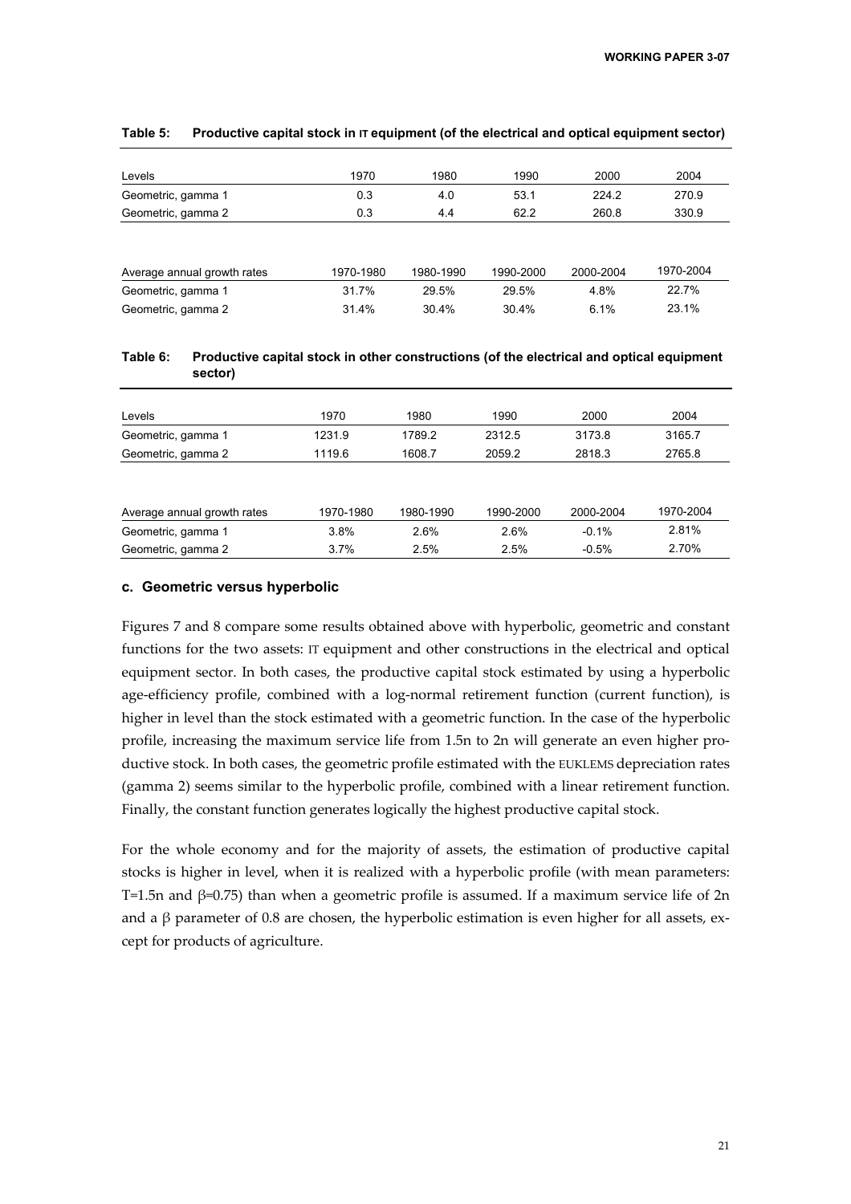**Table 5: Productive capital stock in IT equipment (of the electrical and optical equipment sector)**

| Levels | 1970 | 1980 | 1990 | 2000 | 2004 |
|---|---|---|---|---|---|
| Geometric, gamma 1 | 0.3 | 4.0 | 53.1 | 224.2 | 270.9 |
| Geometric, gamma 2 | 0.3 | 4.4 | 62.2 | 260.8 | 330.9 |

| Average annual growth rates | 1970-1980 | 1980-1990 | 1990-2000 | 2000-2004 | 1970-2004 |
|---|---|---|---|---|---|
| Geometric, gamma 1 | 31.7% | 29.5% | 29.5% | 4.8% | 22.7% |
| Geometric, gamma 2 | 31.4% | 30.4% | 30.4% | 6.1% | 23.1% |

**Table 6: Productive capital stock in other constructions (of the electrical and optical equipment sector)**

| Levels | 1970 | 1980 | 1990 | 2000 | 2004 |
|---|---|---|---|---|---|
| Geometric, gamma 1 | 1231.9 | 1789.2 | 2312.5 | 3173.8 | 3165.7 |
| Geometric, gamma 2 | 1119.6 | 1608.7 | 2059.2 | 2818.3 | 2765.8 |

| Average annual growth rates | 1970-1980 | 1980-1990 | 1990-2000 | 2000-2004 | 1970-2004 |
|---|---|---|---|---|---|
| Geometric, gamma 1 | 3.8% | 2.6% | 2.6% | -0.1% | 2.81% |
| Geometric, gamma 2 | 3.7% | 2.5% | 2.5% | -0.5% | 2.70% |

### c. Geometric versus hyperbolic

Figures 7 and 8 compare some results obtained above with hyperbolic, geometric and constant functions for the two assets: IT equipment and other constructions in the electrical and optical equipment sector. In both cases, the productive capital stock estimated by using a hyperbolic age-efficiency profile, combined with a log-normal retirement function (current function), is higher in level than the stock estimated with a geometric function. In the case of the hyperbolic profile, increasing the maximum service life from 1.5n to 2n will generate an even higher productive stock. In both cases, the geometric profile estimated with the EUKLEMS depreciation rates (gamma 2) seems similar to the hyperbolic profile, combined with a linear retirement function. Finally, the constant function generates logically the highest productive capital stock.

For the whole economy and for the majority of assets, the estimation of productive capital stocks is higher in level, when it is realized with a hyperbolic profile (with mean parameters: $T=1.5n$ and $\beta=0.75$) than when a geometric profile is assumed. If a maximum service life of 2n and a $\beta$ parameter of 0.8 are chosen, the hyperbolic estimation is even higher for all assets, except for products of agriculture.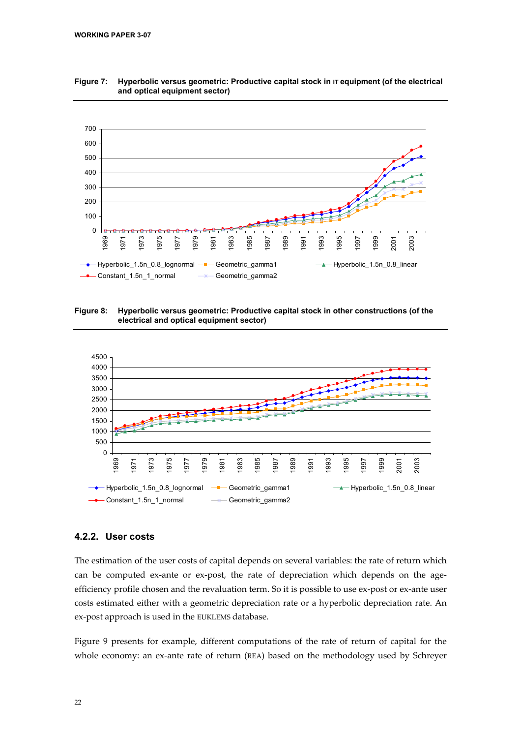**Figure 7: Hyperbolic versus geometric: Productive capital stock in IT equipment (of the electrical and optical equipment sector)**

**Figure 8: Hyperbolic versus geometric: Productive capital stock in other constructions (of the electrical and optical equipment sector)**

### 4.2.2. User costs

The estimation of the user costs of capital depends on several variables: the rate of return which can be computed ex-ante or ex-post, the rate of depreciation which depends on the age-efficiency profile chosen and the revaluation term. So it is possible to use ex-post or ex-ante user costs estimated either with a geometric depreciation rate or a hyperbolic depreciation rate. An ex-post approach is used in the EUKLEMS database.

Figure 9 presents for example, different computations of the rate of return of capital for the whole economy: an ex-ante rate of return (REA) based on the methodology used by Schreyer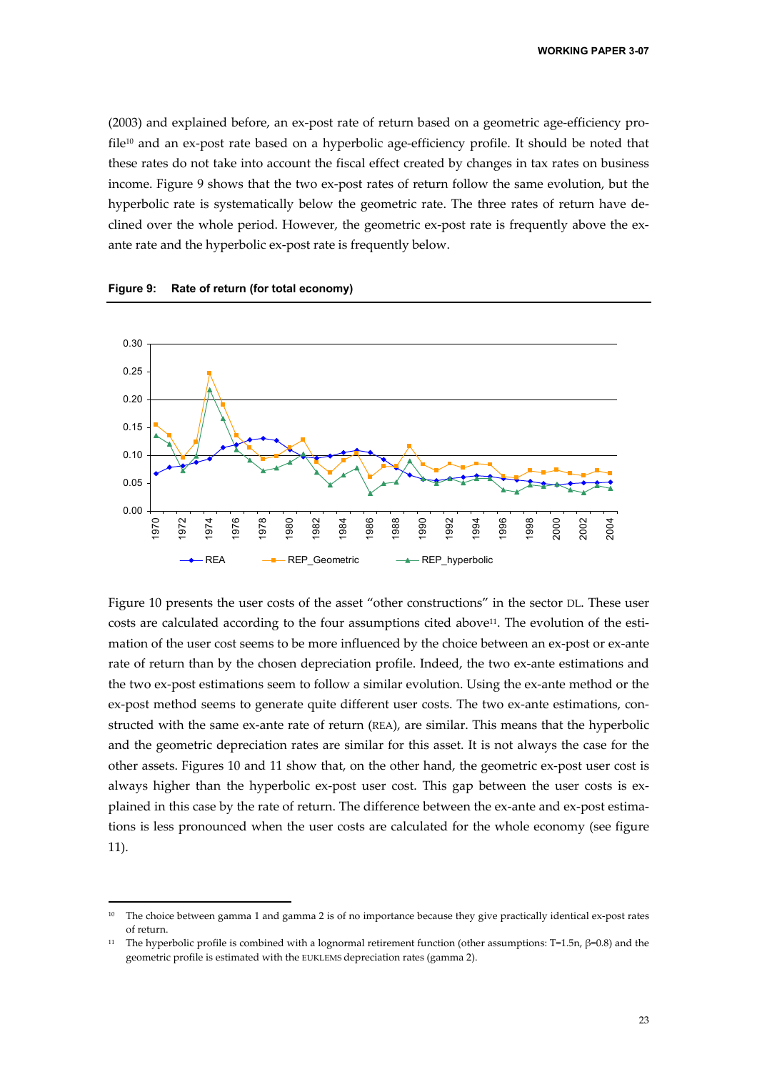(2003) and explained before, an ex-post rate of return based on a geometric age-efficiency profile[10] and an ex-post rate based on a hyperbolic age-efficiency profile. It should be noted that these rates do not take into account the fiscal effect created by changes in tax rates on business income. Figure 9 shows that the two ex-post rates of return follow the same evolution, but the hyperbolic rate is systematically below the geometric rate. The three rates of return have declined over the whole period. However, the geometric ex-post rate is frequently above the ex-ante rate and the hyperbolic ex-post rate is frequently below.

**Figure 9: Rate of return (for total economy)**

Figure 10 presents the user costs of the asset "other constructions" in the sector DL. These user costs are calculated according to the four assumptions cited above[11]. The evolution of the estimation of the user cost seems to be more influenced by the choice between an ex-post or ex-ante rate of return than by the chosen depreciation profile. Indeed, the two ex-ante estimations and the two ex-post estimations seem to follow a similar evolution. Using the ex-ante method or the ex-post method seems to generate quite different user costs. The two ex-ante estimations, constructed with the same ex-ante rate of return (REA), are similar. This means that the hyperbolic and the geometric depreciation rates are similar for this asset. It is not always the case for the other assets. Figures 10 and 11 show that, on the other hand, the geometric ex-post user cost is always higher than the hyperbolic ex-post user cost. This gap between the user costs is explained in this case by the rate of return. The difference between the ex-ante and ex-post estimations is less pronounced when the user costs are calculated for the whole economy (see figure 11).

---

[10] The choice between gamma 1 and gamma 2 is of no importance because they give practically identical ex-post rates of return.

[11] The hyperbolic profile is combined with a lognormal retirement function (other assumptions: T=1.5n, $\beta$=0.8) and the geometric profile is estimated with the EUKLEMS depreciation rates (gamma 2).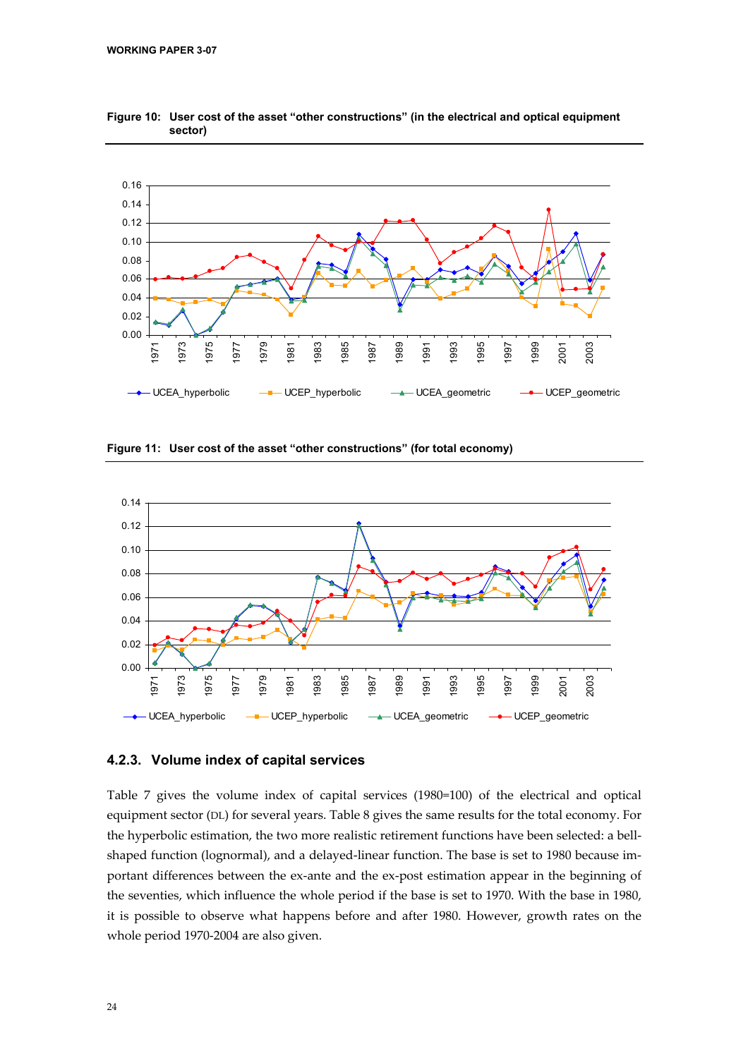**Figure 10: User cost of the asset "other constructions" (in the electrical and optical equipment sector)**

**Figure 11: User cost of the asset "other constructions" (for total economy)**

### 4.2.3. Volume index of capital services

Table 7 gives the volume index of capital services (1980=100) of the electrical and optical equipment sector (DL) for several years. Table 8 gives the same results for the total economy. For the hyperbolic estimation, the two more realistic retirement functions have been selected: a bell-shaped function (lognormal), and a delayed-linear function. The base is set to 1980 because important differences between the ex-ante and the ex-post estimation appear in the beginning of the seventies, which influence the whole period if the base is set to 1970. With the base in 1980, it is possible to observe what happens before and after 1980. However, growth rates on the whole period 1970-2004 are also given.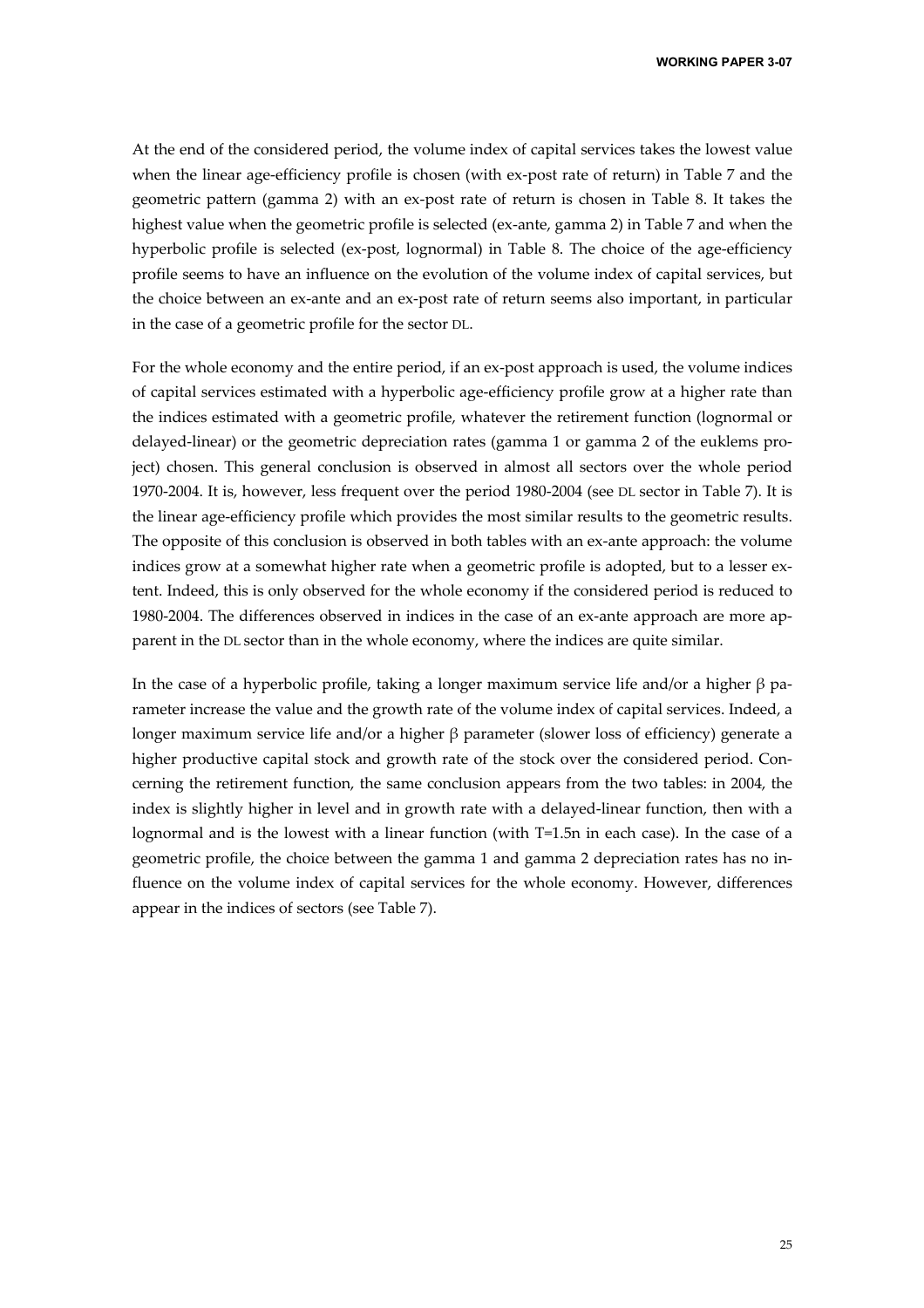At the end of the considered period, the volume index of capital services takes the lowest value when the linear age-efficiency profile is chosen (with ex-post rate of return) in Table 7 and the geometric pattern (gamma 2) with an ex-post rate of return is chosen in Table 8. It takes the highest value when the geometric profile is selected (ex-ante, gamma 2) in Table 7 and when the hyperbolic profile is selected (ex-post, lognormal) in Table 8. The choice of the age-efficiency profile seems to have an influence on the evolution of the volume index of capital services, but the choice between an ex-ante and an ex-post rate of return seems also important, in particular in the case of a geometric profile for the sector DL.

For the whole economy and the entire period, if an ex-post approach is used, the volume indices of capital services estimated with a hyperbolic age-efficiency profile grow at a higher rate than the indices estimated with a geometric profile, whatever the retirement function (lognormal or delayed-linear) or the geometric depreciation rates (gamma 1 or gamma 2 of the euklems project) chosen. This general conclusion is observed in almost all sectors over the whole period 1970-2004. It is, however, less frequent over the period 1980-2004 (see DL sector in Table 7). It is the linear age-efficiency profile which provides the most similar results to the geometric results. The opposite of this conclusion is observed in both tables with an ex-ante approach: the volume indices grow at a somewhat higher rate when a geometric profile is adopted, but to a lesser extent. Indeed, this is only observed for the whole economy if the considered period is reduced to 1980-2004. The differences observed in indices in the case of an ex-ante approach are more apparent in the DL sector than in the whole economy, where the indices are quite similar.

In the case of a hyperbolic profile, taking a longer maximum service life and/or a higher $\beta$ parameter increase the value and the growth rate of the volume index of capital services. Indeed, a longer maximum service life and/or a higher $\beta$ parameter (slower loss of efficiency) generate a higher productive capital stock and growth rate of the stock over the considered period. Concerning the retirement function, the same conclusion appears from the two tables: in 2004, the index is slightly higher in level and in growth rate with a delayed-linear function, then with a lognormal and is the lowest with a linear function (with $T=1.5n$ in each case). In the case of a geometric profile, the choice between the gamma 1 and gamma 2 depreciation rates has no influence on the volume index of capital services for the whole economy. However, differences appear in the indices of sectors (see Table 7).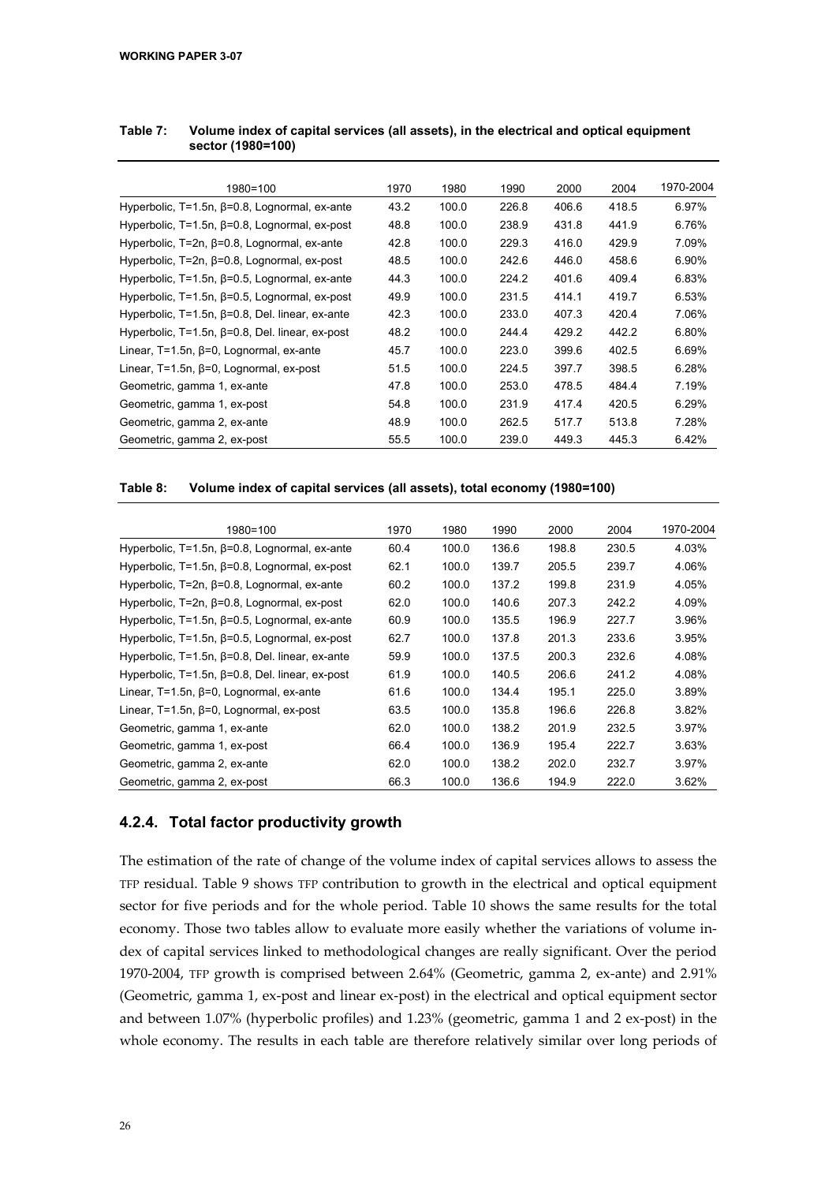**Table 7: Volume index of capital services (all assets), in the electrical and optical equipment sector (1980=100)**

| 1980=100 | 1970 | 1980 | 1990 | 2000 | 2004 | 1970-2004 |
|---|---|---|---|---|---|---|
| Hyperbolic, T=1.5n, β=0.8, Lognormal, ex-ante | 43.2 | 100.0 | 226.8 | 406.6 | 418.5 | 6.97% |
| Hyperbolic, T=1.5n, β=0.8, Lognormal, ex-post | 48.8 | 100.0 | 238.9 | 431.8 | 441.9 | 6.76% |
| Hyperbolic, T=2n, β=0.8, Lognormal, ex-ante | 42.8 | 100.0 | 229.3 | 416.0 | 429.9 | 7.09% |
| Hyperbolic, T=2n, β=0.8, Lognormal, ex-post | 48.5 | 100.0 | 242.6 | 446.0 | 458.6 | 6.90% |
| Hyperbolic, T=1.5n, β=0.5, Lognormal, ex-ante | 44.3 | 100.0 | 224.2 | 401.6 | 409.4 | 6.83% |
| Hyperbolic, T=1.5n, β=0.5, Lognormal, ex-post | 49.9 | 100.0 | 231.5 | 414.1 | 419.7 | 6.53% |
| Hyperbolic, T=1.5n, β=0.8, Del. linear, ex-ante | 42.3 | 100.0 | 233.0 | 407.3 | 420.4 | 7.06% |
| Hyperbolic, T=1.5n, β=0.8, Del. linear, ex-post | 48.2 | 100.0 | 244.4 | 429.2 | 442.2 | 6.80% |
| Linear, T=1.5n, β=0, Lognormal, ex-ante | 45.7 | 100.0 | 223.0 | 399.6 | 402.5 | 6.69% |
| Linear, T=1.5n, β=0, Lognormal, ex-post | 51.5 | 100.0 | 224.5 | 397.7 | 398.5 | 6.28% |
| Geometric, gamma 1, ex-ante | 47.8 | 100.0 | 253.0 | 478.5 | 484.4 | 7.19% |
| Geometric, gamma 1, ex-post | 54.8 | 100.0 | 231.9 | 417.4 | 420.5 | 6.29% |
| Geometric, gamma 2, ex-ante | 48.9 | 100.0 | 262.5 | 517.7 | 513.8 | 7.28% |
| Geometric, gamma 2, ex-post | 55.5 | 100.0 | 239.0 | 449.3 | 445.3 | 6.42% |

**Table 8: Volume index of capital services (all assets), total economy (1980=100)**

| 1980=100 | 1970 | 1980 | 1990 | 2000 | 2004 | 1970-2004 |
|---|---|---|---|---|---|---|
| Hyperbolic, T=1.5n, β=0.8, Lognormal, ex-ante | 60.4 | 100.0 | 136.6 | 198.8 | 230.5 | 4.03% |
| Hyperbolic, T=1.5n, β=0.8, Lognormal, ex-post | 62.1 | 100.0 | 139.7 | 205.5 | 239.7 | 4.06% |
| Hyperbolic, T=2n, β=0.8, Lognormal, ex-ante | 60.2 | 100.0 | 137.2 | 199.8 | 231.9 | 4.05% |
| Hyperbolic, T=2n, β=0.8, Lognormal, ex-post | 62.0 | 100.0 | 140.6 | 207.3 | 242.2 | 4.09% |
| Hyperbolic, T=1.5n, β=0.5, Lognormal, ex-ante | 60.9 | 100.0 | 135.5 | 196.9 | 227.7 | 3.96% |
| Hyperbolic, T=1.5n, β=0.5, Lognormal, ex-post | 62.7 | 100.0 | 137.8 | 201.3 | 233.6 | 3.95% |
| Hyperbolic, T=1.5n, β=0.8, Del. linear, ex-ante | 59.9 | 100.0 | 137.5 | 200.3 | 232.6 | 4.08% |
| Hyperbolic, T=1.5n, β=0.8, Del. linear, ex-post | 61.9 | 100.0 | 140.5 | 206.6 | 241.2 | 4.08% |
| Linear, T=1.5n, β=0, Lognormal, ex-ante | 61.6 | 100.0 | 134.4 | 195.1 | 225.0 | 3.89% |
| Linear, T=1.5n, β=0, Lognormal, ex-post | 63.5 | 100.0 | 135.8 | 196.6 | 226.8 | 3.82% |
| Geometric, gamma 1, ex-ante | 62.0 | 100.0 | 138.2 | 201.9 | 232.5 | 3.97% |
| Geometric, gamma 1, ex-post | 66.4 | 100.0 | 136.9 | 195.4 | 222.7 | 3.63% |
| Geometric, gamma 2, ex-ante | 62.0 | 100.0 | 138.2 | 202.0 | 232.7 | 3.97% |
| Geometric, gamma 2, ex-post | 66.3 | 100.0 | 136.6 | 194.9 | 222.0 | 3.62% |

### 4.2.4. Total factor productivity growth

The estimation of the rate of change of the volume index of capital services allows to assess the TFP residual. Table 9 shows TFP contribution to growth in the electrical and optical equipment sector for five periods and for the whole period. Table 10 shows the same results for the total economy. Those two tables allow to evaluate more easily whether the variations of volume index of capital services linked to methodological changes are really significant. Over the period 1970-2004, TFP growth is comprised between 2.64% (Geometric, gamma 2, ex-ante) and 2.91% (Geometric, gamma 1, ex-post and linear ex-post) in the electrical and optical equipment sector and between 1.07% (hyperbolic profiles) and 1.23% (geometric, gamma 1 and 2 ex-post) in the whole economy. The results in each table are therefore relatively similar over long periods of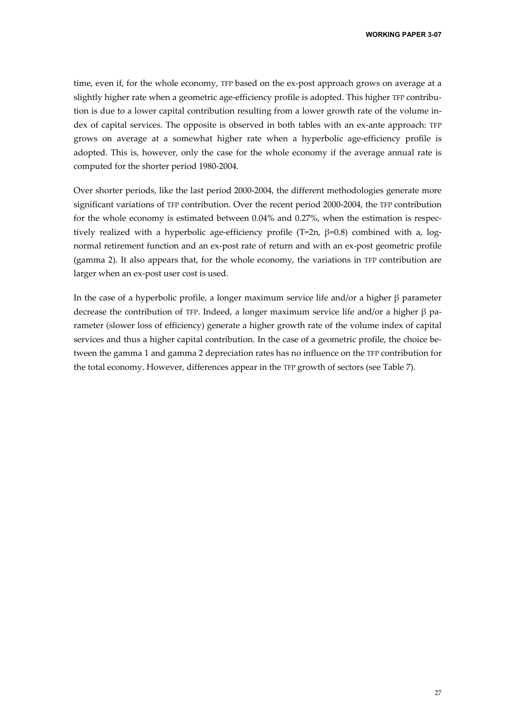time, even if, for the whole economy, TFP based on the ex-post approach grows on average at a slightly higher rate when a geometric age-efficiency profile is adopted. This higher TFP contribution is due to a lower capital contribution resulting from a lower growth rate of the volume index of capital services. The opposite is observed in both tables with an ex-ante approach: TFP grows on average at a somewhat higher rate when a hyperbolic age-efficiency profile is adopted. This is, however, only the case for the whole economy if the average annual rate is computed for the shorter period 1980-2004.

Over shorter periods, like the last period 2000-2004, the different methodologies generate more significant variations of TFP contribution. Over the recent period 2000-2004, the TFP contribution for the whole economy is estimated between 0.04% and 0.27%, when the estimation is respectively realized with a hyperbolic age-efficiency profile (T=2n, $\beta$=0.8) combined with a, log-normal retirement function and an ex-post rate of return and with an ex-post geometric profile (gamma 2). It also appears that, for the whole economy, the variations in TFP contribution are larger when an ex-post user cost is used.

In the case of a hyperbolic profile, a longer maximum service life and/or a higher $\beta$ parameter decrease the contribution of TFP. Indeed, a longer maximum service life and/or a higher $\beta$ parameter (slower loss of efficiency) generate a higher growth rate of the volume index of capital services and thus a higher capital contribution. In the case of a geometric profile, the choice between the gamma 1 and gamma 2 depreciation rates has no influence on the TFP contribution for the total economy. However, differences appear in the TFP growth of sectors (see Table 7).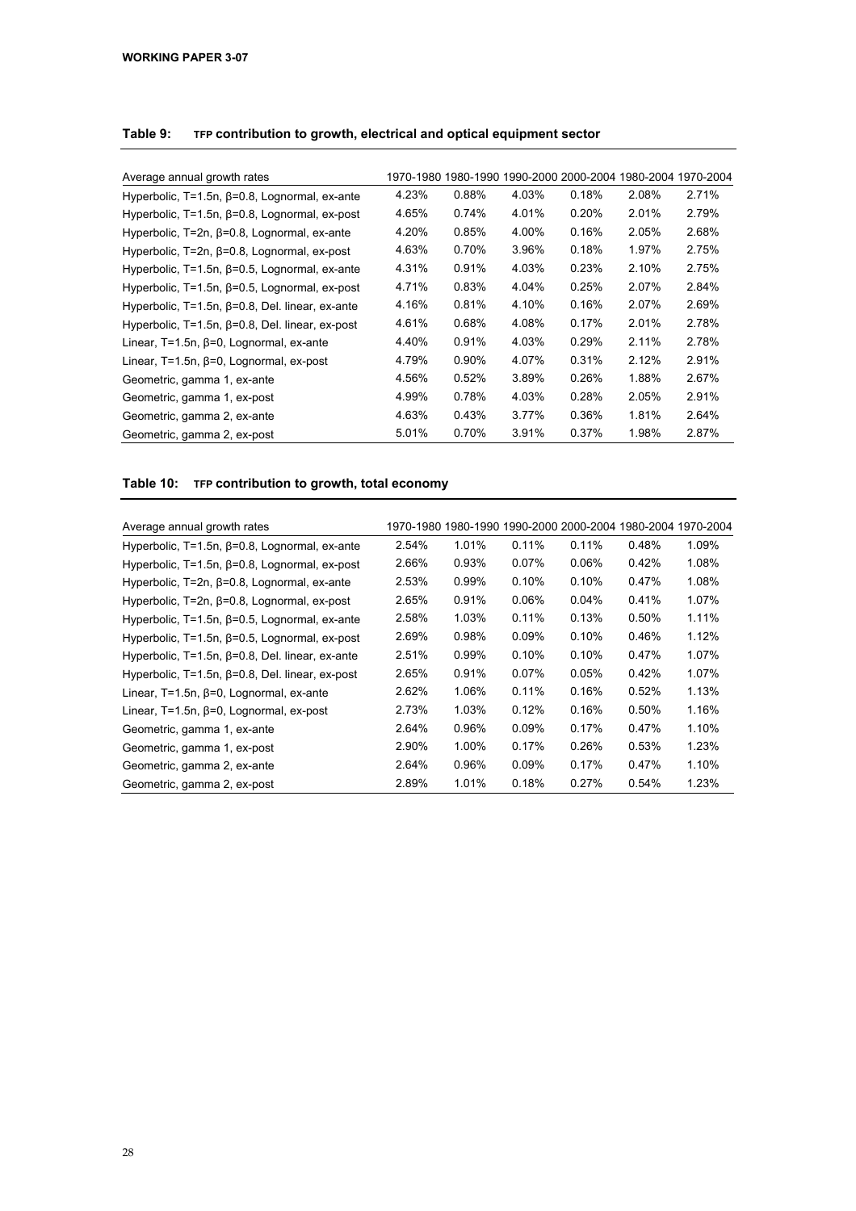**Table 9: TFP contribution to growth, electrical and optical equipment sector**

| Average annual growth rates | 1970-1980 | 1980-1990 | 1990-2000 | 2000-2004 | 1980-2004 | 1970-2004 |
|---|---|---|---|---|---|---|
| Hyperbolic, T=1.5n, β=0.8, Lognormal, ex-ante | 4.23% | 0.88% | 4.03% | 0.18% | 2.08% | 2.71% |
| Hyperbolic, T=1.5n, β=0.8, Lognormal, ex-post | 4.65% | 0.74% | 4.01% | 0.20% | 2.01% | 2.79% |
| Hyperbolic, T=2n, β=0.8, Lognormal, ex-ante | 4.20% | 0.85% | 4.00% | 0.16% | 2.05% | 2.68% |
| Hyperbolic, T=2n, β=0.8, Lognormal, ex-post | 4.63% | 0.70% | 3.96% | 0.18% | 1.97% | 2.75% |
| Hyperbolic, T=1.5n, β=0.5, Lognormal, ex-ante | 4.31% | 0.91% | 4.03% | 0.23% | 2.10% | 2.75% |
| Hyperbolic, T=1.5n, β=0.5, Lognormal, ex-post | 4.71% | 0.83% | 4.04% | 0.25% | 2.07% | 2.84% |
| Hyperbolic, T=1.5n, β=0.8, Del. linear, ex-ante | 4.16% | 0.81% | 4.10% | 0.16% | 2.07% | 2.69% |
| Hyperbolic, T=1.5n, β=0.8, Del. linear, ex-post | 4.61% | 0.68% | 4.08% | 0.17% | 2.01% | 2.78% |
| Linear, T=1.5n, β=0, Lognormal, ex-ante | 4.40% | 0.91% | 4.03% | 0.29% | 2.11% | 2.78% |
| Linear, T=1.5n, β=0, Lognormal, ex-post | 4.79% | 0.90% | 4.07% | 0.31% | 2.12% | 2.91% |
| Geometric, gamma 1, ex-ante | 4.56% | 0.52% | 3.89% | 0.26% | 1.88% | 2.67% |
| Geometric, gamma 1, ex-post | 4.99% | 0.78% | 4.03% | 0.28% | 2.05% | 2.91% |
| Geometric, gamma 2, ex-ante | 4.63% | 0.43% | 3.77% | 0.36% | 1.81% | 2.64% |
| Geometric, gamma 2, ex-post | 5.01% | 0.70% | 3.91% | 0.37% | 1.98% | 2.87% |

**Table 10: TFP contribution to growth, total economy**

| Average annual growth rates | 1970-1980 | 1980-1990 | 1990-2000 | 2000-2004 | 1980-2004 | 1970-2004 |
|---|---|---|---|---|---|---|
| Hyperbolic, T=1.5n, β=0.8, Lognormal, ex-ante | 2.54% | 1.01% | 0.11% | 0.11% | 0.48% | 1.09% |
| Hyperbolic, T=1.5n, β=0.8, Lognormal, ex-post | 2.66% | 0.93% | 0.07% | 0.06% | 0.42% | 1.08% |
| Hyperbolic, T=2n, β=0.8, Lognormal, ex-ante | 2.53% | 0.99% | 0.10% | 0.10% | 0.47% | 1.08% |
| Hyperbolic, T=2n, β=0.8, Lognormal, ex-post | 2.65% | 0.91% | 0.06% | 0.04% | 0.41% | 1.07% |
| Hyperbolic, T=1.5n, β=0.5, Lognormal, ex-ante | 2.58% | 1.03% | 0.11% | 0.13% | 0.50% | 1.11% |
| Hyperbolic, T=1.5n, β=0.5, Lognormal, ex-post | 2.69% | 0.98% | 0.09% | 0.10% | 0.46% | 1.12% |
| Hyperbolic, T=1.5n, β=0.8, Del. linear, ex-ante | 2.51% | 0.99% | 0.10% | 0.10% | 0.47% | 1.07% |
| Hyperbolic, T=1.5n, β=0.8, Del. linear, ex-post | 2.65% | 0.91% | 0.07% | 0.05% | 0.42% | 1.07% |
| Linear, T=1.5n, β=0, Lognormal, ex-ante | 2.62% | 1.06% | 0.11% | 0.16% | 0.52% | 1.13% |
| Linear, T=1.5n, β=0, Lognormal, ex-post | 2.73% | 1.03% | 0.12% | 0.16% | 0.50% | 1.16% |
| Geometric, gamma 1, ex-ante | 2.64% | 0.96% | 0.09% | 0.17% | 0.47% | 1.10% |
| Geometric, gamma 1, ex-post | 2.90% | 1.00% | 0.17% | 0.26% | 0.53% | 1.23% |
| Geometric, gamma 2, ex-ante | 2.64% | 0.96% | 0.09% | 0.17% | 0.47% | 1.10% |
| Geometric, gamma 2, ex-post | 2.89% | 1.01% | 0.18% | 0.27% | 0.54% | 1.23% |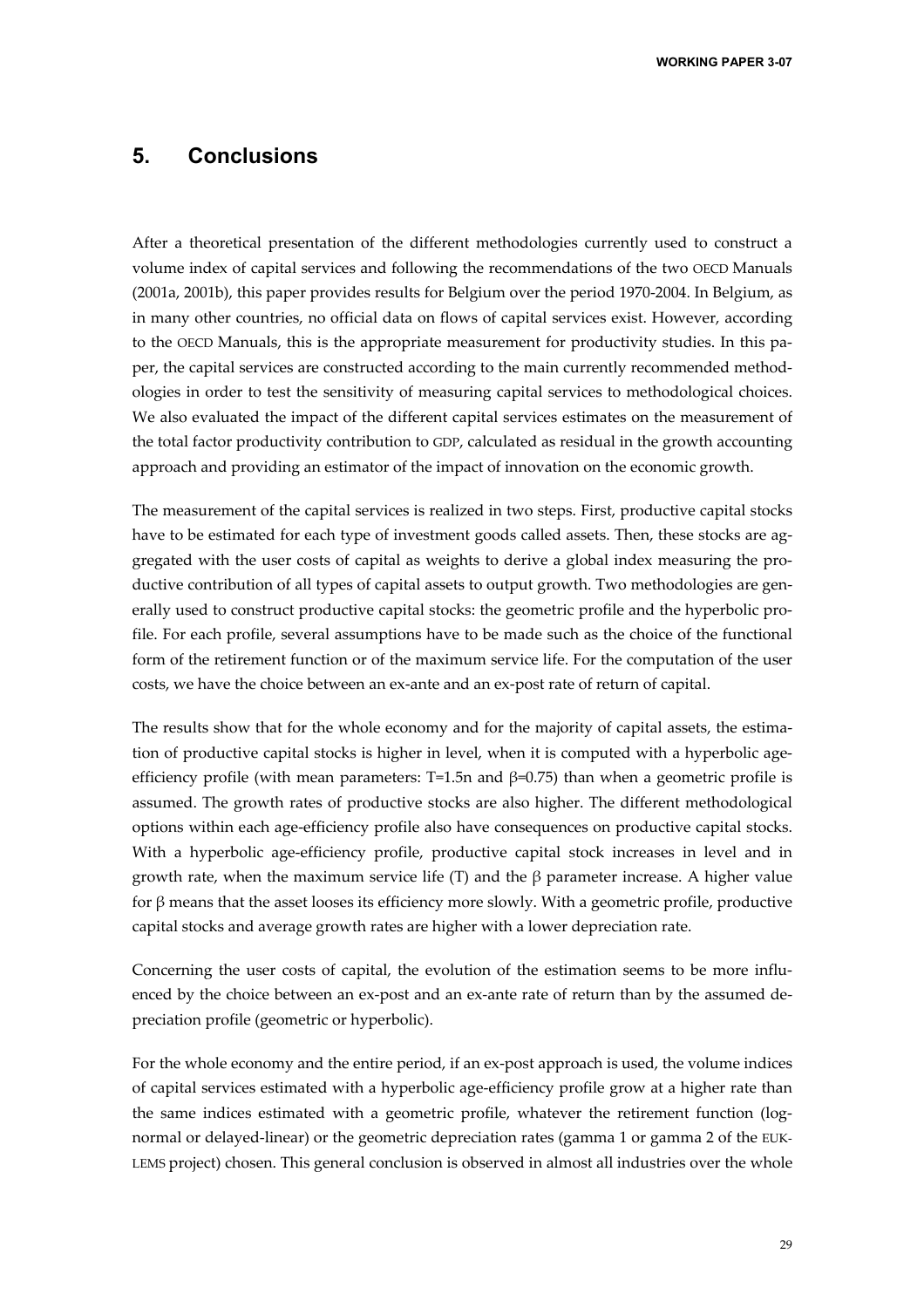## 5. Conclusions

After a theoretical presentation of the different methodologies currently used to construct a volume index of capital services and following the recommendations of the two OECD Manuals (2001a, 2001b), this paper provides results for Belgium over the period 1970-2004. In Belgium, as in many other countries, no official data on flows of capital services exist. However, according to the OECD Manuals, this is the appropriate measurement for productivity studies. In this paper, the capital services are constructed according to the main currently recommended methodologies in order to test the sensitivity of measuring capital services to methodological choices. We also evaluated the impact of the different capital services estimates on the measurement of the total factor productivity contribution to GDP, calculated as residual in the growth accounting approach and providing an estimator of the impact of innovation on the economic growth.

The measurement of the capital services is realized in two steps. First, productive capital stocks have to be estimated for each type of investment goods called assets. Then, these stocks are aggregated with the user costs of capital as weights to derive a global index measuring the productive contribution of all types of capital assets to output growth. Two methodologies are generally used to construct productive capital stocks: the geometric profile and the hyperbolic profile. For each profile, several assumptions have to be made such as the choice of the functional form of the retirement function or of the maximum service life. For the computation of the user costs, we have the choice between an ex-ante and an ex-post rate of return of capital.

The results show that for the whole economy and for the majority of capital assets, the estimation of productive capital stocks is higher in level, when it is computed with a hyperbolic age-efficiency profile (with mean parameters: $T=1.5n$ and $\beta=0.75$) than when a geometric profile is assumed. The growth rates of productive stocks are also higher. The different methodological options within each age-efficiency profile also have consequences on productive capital stocks. With a hyperbolic age-efficiency profile, productive capital stock increases in level and in growth rate, when the maximum service life (T) and the $\beta$ parameter increase. A higher value for $\beta$ means that the asset looses its efficiency more slowly. With a geometric profile, productive capital stocks and average growth rates are higher with a lower depreciation rate.

Concerning the user costs of capital, the evolution of the estimation seems to be more influenced by the choice between an ex-post and an ex-ante rate of return than by the assumed depreciation profile (geometric or hyperbolic).

For the whole economy and the entire period, if an ex-post approach is used, the volume indices of capital services estimated with a hyperbolic age-efficiency profile grow at a higher rate than the same indices estimated with a geometric profile, whatever the retirement function (log-normal or delayed-linear) or the geometric depreciation rates (gamma 1 or gamma 2 of the EUK-LEMS project) chosen. This general conclusion is observed in almost all industries over the whole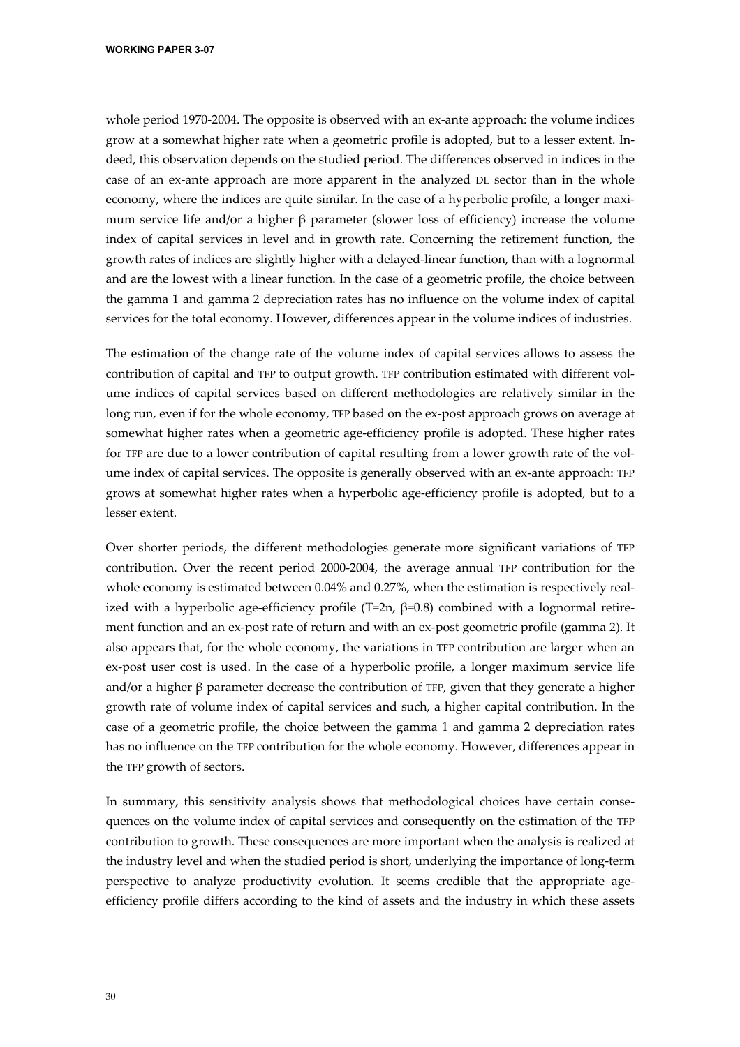whole period 1970-2004. The opposite is observed with an ex-ante approach: the volume indices grow at a somewhat higher rate when a geometric profile is adopted, but to a lesser extent. Indeed, this observation depends on the studied period. The differences observed in indices in the case of an ex-ante approach are more apparent in the analyzed DL sector than in the whole economy, where the indices are quite similar. In the case of a hyperbolic profile, a longer maximum service life and/or a higher $\beta$ parameter (slower loss of efficiency) increase the volume index of capital services in level and in growth rate. Concerning the retirement function, the growth rates of indices are slightly higher with a delayed-linear function, than with a lognormal and are the lowest with a linear function. In the case of a geometric profile, the choice between the gamma 1 and gamma 2 depreciation rates has no influence on the volume index of capital services for the total economy. However, differences appear in the volume indices of industries.

The estimation of the change rate of the volume index of capital services allows to assess the contribution of capital and TFP to output growth. TFP contribution estimated with different volume indices of capital services based on different methodologies are relatively similar in the long run, even if for the whole economy, TFP based on the ex-post approach grows on average at somewhat higher rates when a geometric age-efficiency profile is adopted. These higher rates for TFP are due to a lower contribution of capital resulting from a lower growth rate of the volume index of capital services. The opposite is generally observed with an ex-ante approach: TFP grows at somewhat higher rates when a hyperbolic age-efficiency profile is adopted, but to a lesser extent.

Over shorter periods, the different methodologies generate more significant variations of TFP contribution. Over the recent period 2000-2004, the average annual TFP contribution for the whole economy is estimated between 0.04% and 0.27%, when the estimation is respectively realized with a hyperbolic age-efficiency profile (T=2n, $\beta$=0.8) combined with a lognormal retirement function and an ex-post rate of return and with an ex-post geometric profile (gamma 2). It also appears that, for the whole economy, the variations in TFP contribution are larger when an ex-post user cost is used. In the case of a hyperbolic profile, a longer maximum service life and/or a higher $\beta$ parameter decrease the contribution of TFP, given that they generate a higher growth rate of volume index of capital services and such, a higher capital contribution. In the case of a geometric profile, the choice between the gamma 1 and gamma 2 depreciation rates has no influence on the TFP contribution for the whole economy. However, differences appear in the TFP growth of sectors.

In summary, this sensitivity analysis shows that methodological choices have certain consequences on the volume index of capital services and consequently on the estimation of the TFP contribution to growth. These consequences are more important when the analysis is realized at the industry level and when the studied period is short, underlying the importance of long-term perspective to analyze productivity evolution. It seems credible that the appropriate age-efficiency profile differs according to the kind of assets and the industry in which these assets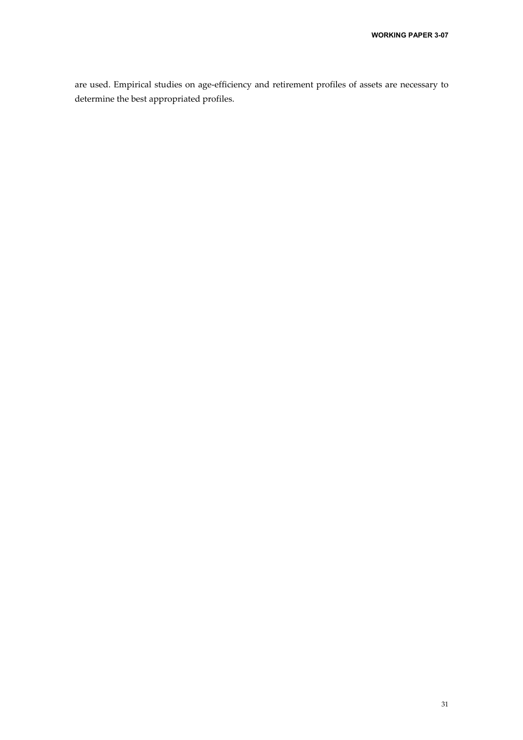are used. Empirical studies on age-efficiency and retirement profiles of assets are necessary to determine the best appropriated profiles.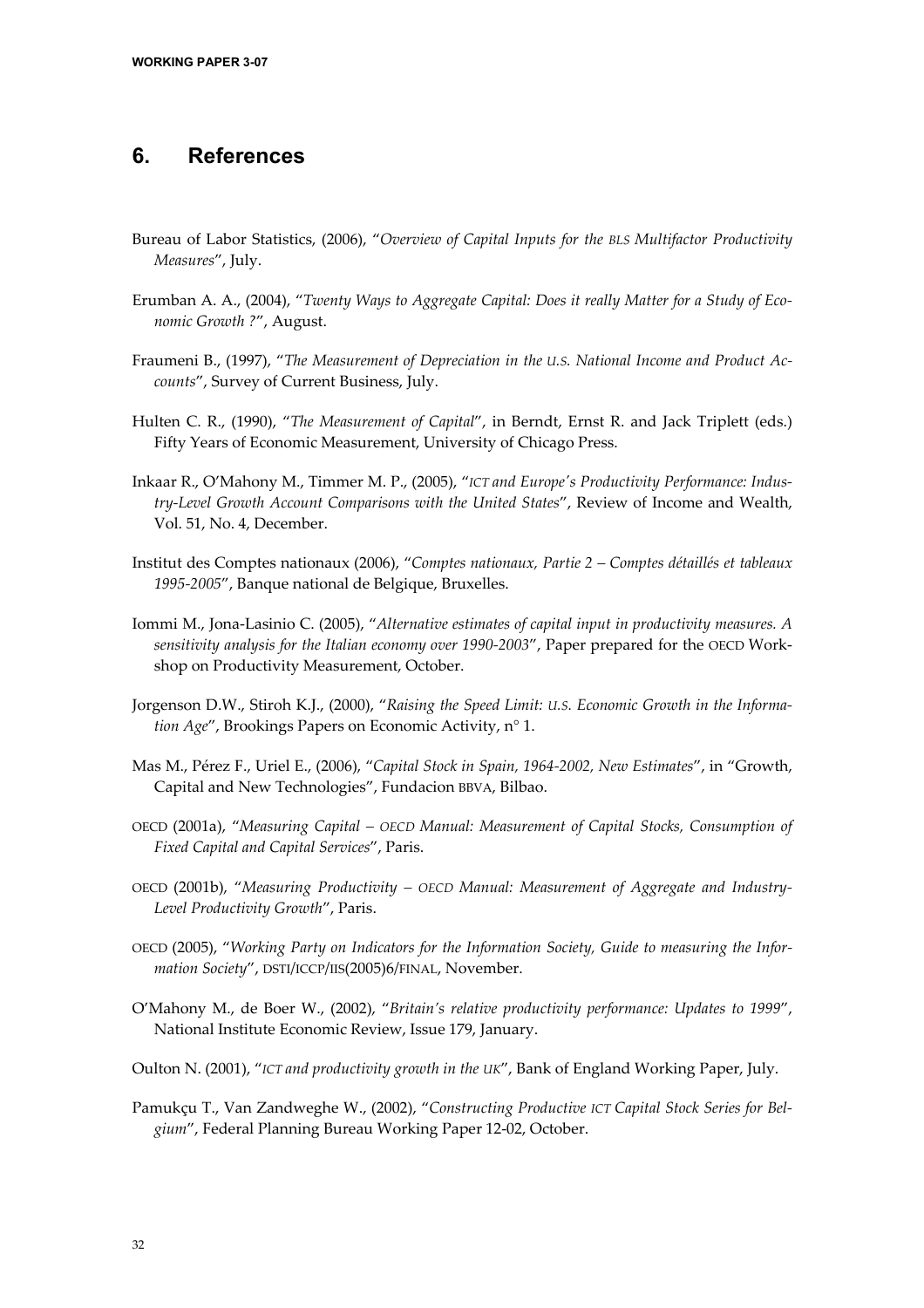# 6. References

Bureau of Labor Statistics, (2006), "*Overview of Capital Inputs for the BLS Multifactor Productivity Measures*", July.

Erumban A. A., (2004), "*Twenty Ways to Aggregate Capital: Does it really Matter for a Study of Economic Growth ?*", August.

Fraumeni B., (1997), "*The Measurement of Depreciation in the U.S. National Income and Product Accounts*", Survey of Current Business, July.

Hulten C. R., (1990), "*The Measurement of Capital*", in Berndt, Ernst R. and Jack Triplett (eds.) Fifty Years of Economic Measurement, University of Chicago Press.

Inkaar R., O'Mahony M., Timmer M. P., (2005), "*ICT and Europe's Productivity Performance: Industry-Level Growth Account Comparisons with the United States*", Review of Income and Wealth, Vol. 51, No. 4, December.

Institut des Comptes nationaux (2006), "*Comptes nationaux, Partie 2 – Comptes détaillés et tableaux 1995-2005*", Banque national de Belgique, Bruxelles.

Iommi M., Jona-Lasinio C. (2005), "*Alternative estimates of capital input in productivity measures. A sensitivity analysis for the Italian economy over 1990-2003*", Paper prepared for the OECD Workshop on Productivity Measurement, October.

Jorgenson D.W., Stiroh K.J., (2000), "*Raising the Speed Limit: U.S. Economic Growth in the Information Age*", Brookings Papers on Economic Activity, n° 1.

Mas M., Pérez F., Uriel E., (2006), "*Capital Stock in Spain, 1964-2002, New Estimates*", in "Growth, Capital and New Technologies", Fundacion BBVA, Bilbao.

OECD (2001a), "*Measuring Capital – OECD Manual: Measurement of Capital Stocks, Consumption of Fixed Capital and Capital Services*", Paris.

OECD (2001b), "*Measuring Productivity – OECD Manual: Measurement of Aggregate and Industry-Level Productivity Growth*", Paris.

OECD (2005), "*Working Party on Indicators for the Information Society, Guide to measuring the Information Society*", DSTI/ICCP/IIS(2005)6/FINAL, November.

O'Mahony M., de Boer W., (2002), "*Britain's relative productivity performance: Updates to 1999*", National Institute Economic Review, Issue 179, January.

Oulton N. (2001), "*ICT and productivity growth in the UK*", Bank of England Working Paper, July.

Pamukçu T., Van Zandweghe W., (2002), "*Constructing Productive ICT Capital Stock Series for Belgium*", Federal Planning Bureau Working Paper 12-02, October.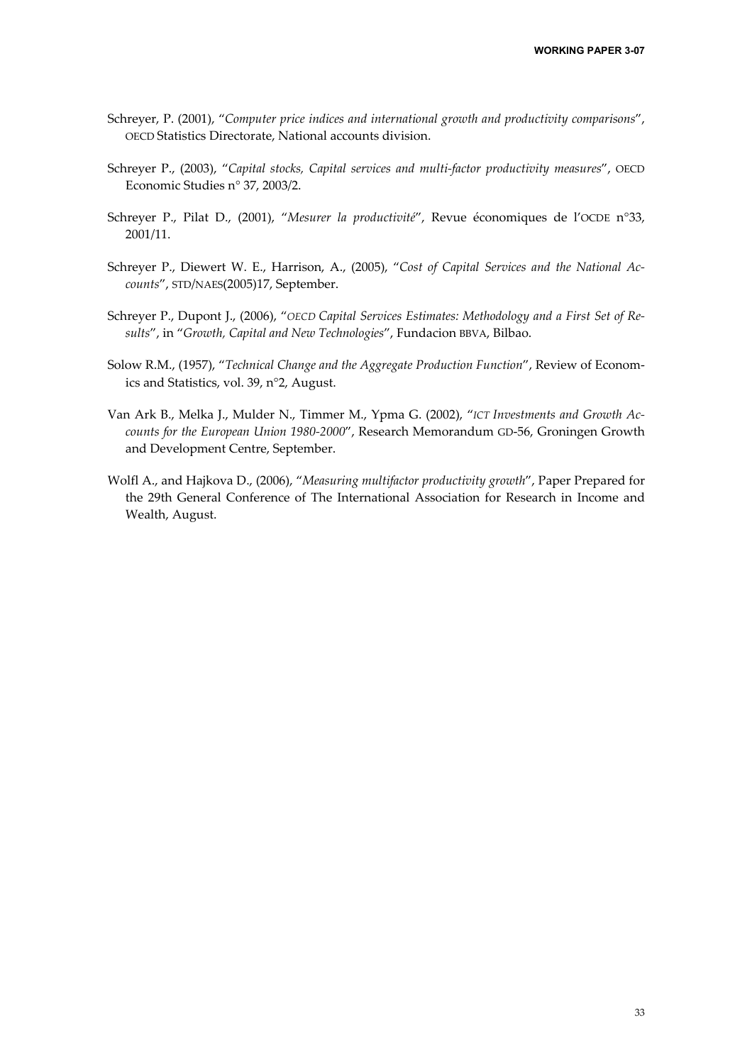Schreyer, P. (2001), "*Computer price indices and international growth and productivity comparisons*", OECD Statistics Directorate, National accounts division.

Schreyer P., (2003), "*Capital stocks, Capital services and multi-factor productivity measures*", OECD Economic Studies n° 37, 2003/2.

Schreyer P., Pilat D., (2001), "*Mesurer la productivité*", Revue économiques de l'OCDE n°33, 2001/11.

Schreyer P., Diewert W. E., Harrison, A., (2005), "*Cost of Capital Services and the National Accounts*", STD/NAES(2005)17, September.

Schreyer P., Dupont J., (2006), "*OECD Capital Services Estimates: Methodology and a First Set of Results*", in "*Growth, Capital and New Technologies*", Fundacion BBVA, Bilbao.

Solow R.M., (1957), "*Technical Change and the Aggregate Production Function*", Review of Economics and Statistics, vol. 39, n°2, August.

Van Ark B., Melka J., Mulder N., Timmer M., Ypma G. (2002), "*ICT Investments and Growth Accounts for the European Union 1980-2000*", Research Memorandum GD-56, Groningen Growth and Development Centre, September.

Wolfl A., and Hajkova D., (2006), "*Measuring multifactor productivity growth*", Paper Prepared for the 29th General Conference of The International Association for Research in Income and Wealth, August.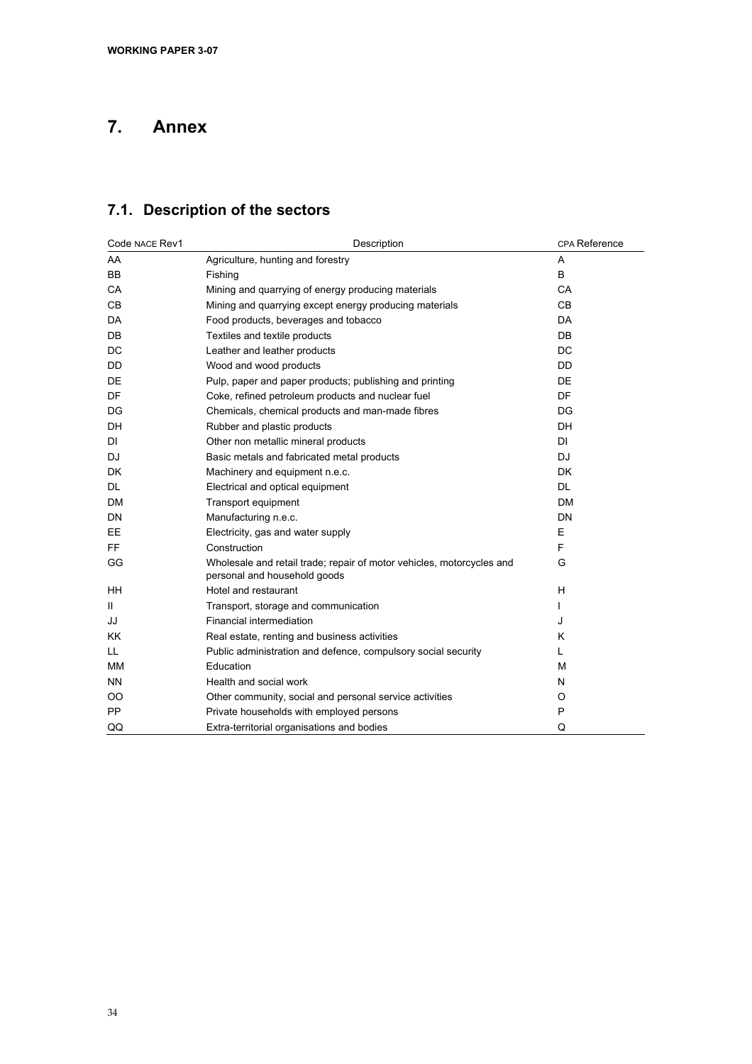# 7. Annex

## 7.1. Description of the sectors

| Code NACE Rev1 | Description | CPA Reference |
|---|---|---|
| AA | Agriculture, hunting and forestry | A |
| BB | Fishing | B |
| CA | Mining and quarrying of energy producing materials | CA |
| CB | Mining and quarrying except energy producing materials | CB |
| DA | Food products, beverages and tobacco | DA |
| DB | Textiles and textile products | DB |
| DC | Leather and leather products | DC |
| DD | Wood and wood products | DD |
| DE | Pulp, paper and paper products; publishing and printing | DE |
| DF | Coke, refined petroleum products and nuclear fuel | DF |
| DG | Chemicals, chemical products and man-made fibres | DG |
| DH | Rubber and plastic products | DH |
| DI | Other non metallic mineral products | DI |
| DJ | Basic metals and fabricated metal products | DJ |
| DK | Machinery and equipment n.e.c. | DK |
| DL | Electrical and optical equipment | DL |
| DM | Transport equipment | DM |
| DN | Manufacturing n.e.c. | DN |
| EE | Electricity, gas and water supply | E |
| FF | Construction | F |
| GG | Wholesale and retail trade; repair of motor vehicles, motorcycles and personal and household goods | G |
| HH | Hotel and restaurant | H |
| II | Transport, storage and communication | I |
| JJ | Financial intermediation | J |
| KK | Real estate, renting and business activities | K |
| LL | Public administration and defence, compulsory social security | L |
| MM | Education | M |
| NN | Health and social work | N |
| OO | Other community, social and personal service activities | O |
| PP | Private households with employed persons | P |
| QQ | Extra-territorial organisations and bodies | Q |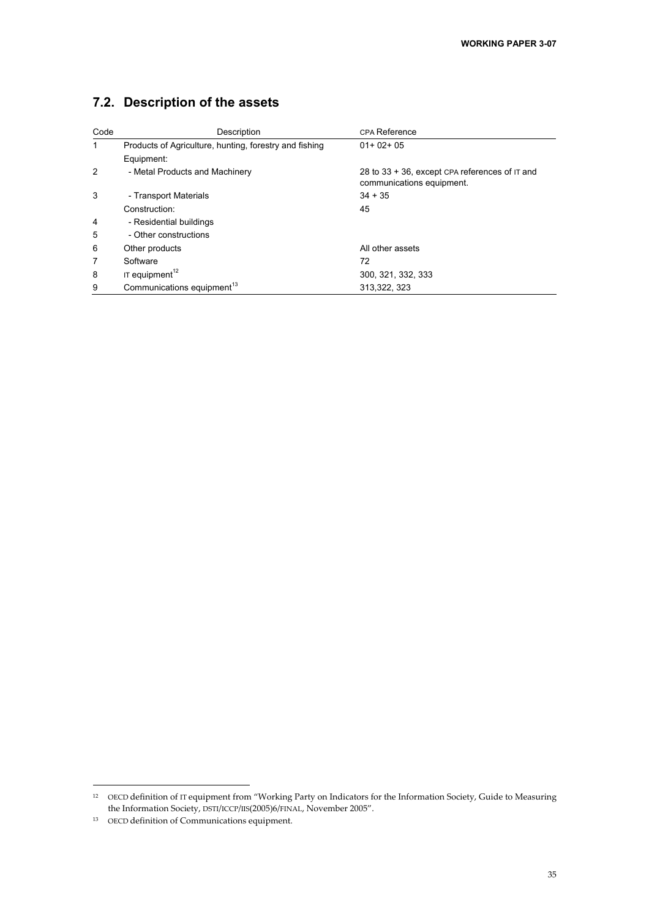## 7.2. Description of the assets

| Code | Description | CPA Reference |
|---|---|---|
| 1 | Products of Agriculture, hunting, forestry and fishing | 01+ 02+ 05 |
| | Equipment: | |
| 2 | - Metal Products and Machinery | 28 to 33 + 36, except CPA references of IT and communications equipment. |
| 3 | - Transport Materials | 34 + 35 |
| | Construction: | 45 |
| 4 | - Residential buildings | |
| 5 | - Other constructions | |
| 6 | Other products | All other assets |
| 7 | Software | 72 |
| 8 | IT equipment[12] | 300, 321, 332, 333 |
| 9 | Communications equipment[13] | 313,322, 323 |

[12] OECD definition of IT equipment from "Working Party on Indicators for the Information Society, Guide to Measuring the Information Society, DSTI/ICCP/IIS(2005)6/FINAL, November 2005".

[13] OECD definition of Communications equipment.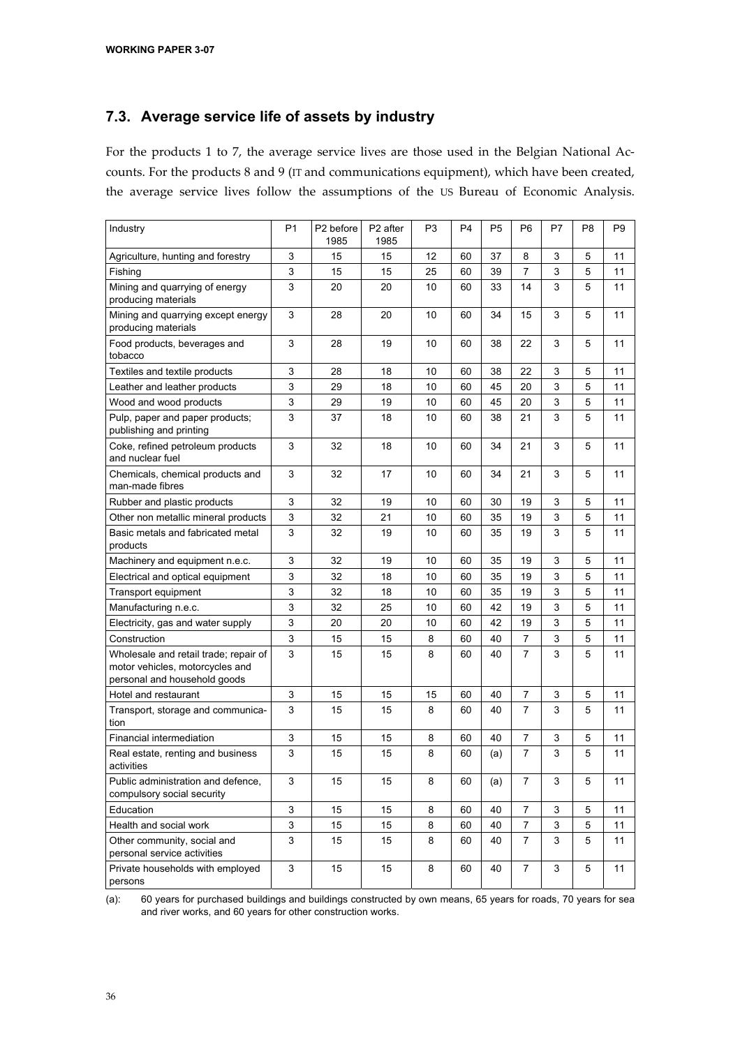## 7.3. Average service life of assets by industry

For the products 1 to 7, the average service lives are those used in the Belgian National Accounts. For the products 8 and 9 (IT and communications equipment), which have been created, the average service lives follow the assumptions of the US Bureau of Economic Analysis.

| Industry | P1 | P2 before 1985 | P2 after 1985 | P3 | P4 | P5 | P6 | P7 | P8 | P9 |
|---|---|---|---|---|---|---|---|---|---|---|
| Agriculture, hunting and forestry | 3 | 15 | 15 | 12 | 60 | 37 | 8 | 3 | 5 | 11 |
| Fishing | 3 | 15 | 15 | 25 | 60 | 39 | 7 | 3 | 5 | 11 |
| Mining and quarrying of energy producing materials | 3 | 20 | 20 | 10 | 60 | 33 | 14 | 3 | 5 | 11 |
| Mining and quarrying except energy producing materials | 3 | 28 | 20 | 10 | 60 | 34 | 15 | 3 | 5 | 11 |
| Food products, beverages and tobacco | 3 | 28 | 19 | 10 | 60 | 38 | 22 | 3 | 5 | 11 |
| Textiles and textile products | 3 | 28 | 18 | 10 | 60 | 38 | 22 | 3 | 5 | 11 |
| Leather and leather products | 3 | 29 | 18 | 10 | 60 | 45 | 20 | 3 | 5 | 11 |
| Wood and wood products | 3 | 29 | 19 | 10 | 60 | 45 | 20 | 3 | 5 | 11 |
| Pulp, paper and paper products; publishing and printing | 3 | 37 | 18 | 10 | 60 | 38 | 21 | 3 | 5 | 11 |
| Coke, refined petroleum products and nuclear fuel | 3 | 32 | 18 | 10 | 60 | 34 | 21 | 3 | 5 | 11 |
| Chemicals, chemical products and man-made fibres | 3 | 32 | 17 | 10 | 60 | 34 | 21 | 3 | 5 | 11 |
| Rubber and plastic products | 3 | 32 | 19 | 10 | 60 | 30 | 19 | 3 | 5 | 11 |
| Other non metallic mineral products | 3 | 32 | 21 | 10 | 60 | 35 | 19 | 3 | 5 | 11 |
| Basic metals and fabricated metal products | 3 | 32 | 19 | 10 | 60 | 35 | 19 | 3 | 5 | 11 |
| Machinery and equipment n.e.c. | 3 | 32 | 19 | 10 | 60 | 35 | 19 | 3 | 5 | 11 |
| Electrical and optical equipment | 3 | 32 | 18 | 10 | 60 | 35 | 19 | 3 | 5 | 11 |
| Transport equipment | 3 | 32 | 18 | 10 | 60 | 35 | 19 | 3 | 5 | 11 |
| Manufacturing n.e.c. | 3 | 32 | 25 | 10 | 60 | 42 | 19 | 3 | 5 | 11 |
| Electricity, gas and water supply | 3 | 20 | 20 | 10 | 60 | 42 | 19 | 3 | 5 | 11 |
| Construction | 3 | 15 | 15 | 8 | 60 | 40 | 7 | 3 | 5 | 11 |
| Wholesale and retail trade; repair of motor vehicles, motorcycles and personal and household goods | 3 | 15 | 15 | 8 | 60 | 40 | 7 | 3 | 5 | 11 |
| Hotel and restaurant | 3 | 15 | 15 | 15 | 60 | 40 | 7 | 3 | 5 | 11 |
| Transport, storage and communication | 3 | 15 | 15 | 8 | 60 | 40 | 7 | 3 | 5 | 11 |
| Financial intermediation | 3 | 15 | 15 | 8 | 60 | 40 | 7 | 3 | 5 | 11 |
| Real estate, renting and business activities | 3 | 15 | 15 | 8 | 60 | (a) | 7 | 3 | 5 | 11 |
| Public administration and defence, compulsory social security | 3 | 15 | 15 | 8 | 60 | (a) | 7 | 3 | 5 | 11 |
| Education | 3 | 15 | 15 | 8 | 60 | 40 | 7 | 3 | 5 | 11 |
| Health and social work | 3 | 15 | 15 | 8 | 60 | 40 | 7 | 3 | 5 | 11 |
| Other community, social and personal service activities | 3 | 15 | 15 | 8 | 60 | 40 | 7 | 3 | 5 | 11 |
| Private households with employed persons | 3 | 15 | 15 | 8 | 60 | 40 | 7 | 3 | 5 | 11 |

(a): 60 years for purchased buildings and buildings constructed by own means, 65 years for roads, 70 years for sea and river works, and 60 years for other construction works.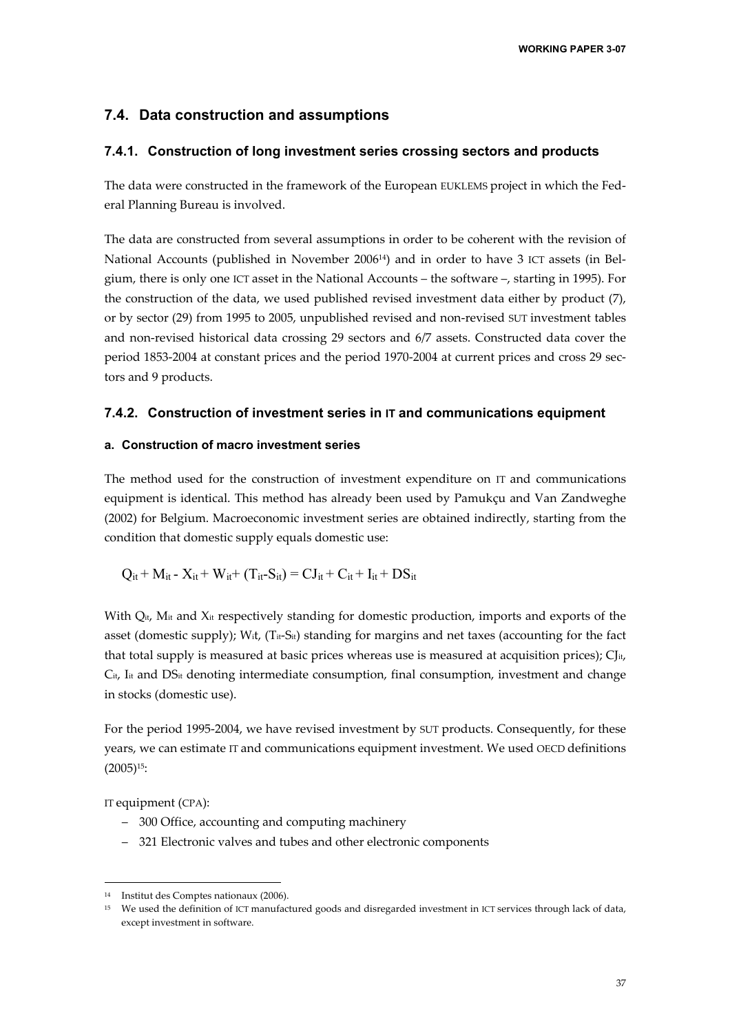## 7.4. Data construction and assumptions

### 7.4.1. Construction of long investment series crossing sectors and products

The data were constructed in the framework of the European EUKLEMS project in which the Federal Planning Bureau is involved.

The data are constructed from several assumptions in order to be coherent with the revision of National Accounts (published in November 2006[14]) and in order to have 3 ICT assets (in Belgium, there is only one ICT asset in the National Accounts – the software –, starting in 1995). For the construction of the data, we used published revised investment data either by product (7), or by sector (29) from 1995 to 2005, unpublished revised and non-revised SUT investment tables and non-revised historical data crossing 29 sectors and 6/7 assets. Constructed data cover the period 1853-2004 at constant prices and the period 1970-2004 at current prices and cross 29 sectors and 9 products.

### 7.4.2. Construction of investment series in IT and communications equipment

#### a. Construction of macro investment series

The method used for the construction of investment expenditure on IT and communications equipment is identical. This method has already been used by Pamukçu and Van Zandweghe (2002) for Belgium. Macroeconomic investment series are obtained indirectly, starting from the condition that domestic supply equals domestic use:

$$Q_{it} + M_{it} - X_{it} + W_{it} + (T_{it} - S_{it}) = CJ_{it} + C_{it} + I_{it} + DS_{it}$$

With $Q_{it}$, $M_{it}$ and $X_{it}$ respectively standing for domestic production, imports and exports of the asset (domestic supply); $W_{it}$, $(T_{it}-S_{it})$ standing for margins and net taxes (accounting for the fact that total supply is measured at basic prices whereas use is measured at acquisition prices); $CJ_{it}$, $C_{it}$, $I_{it}$ and $DS_{it}$ denoting intermediate consumption, final consumption, investment and change in stocks (domestic use).

For the period 1995-2004, we have revised investment by SUT products. Consequently, for these years, we can estimate IT and communications equipment investment. We used OECD definitions (2005)[15]:

IT equipment (CPA):

- 300 Office, accounting and computing machinery
- 321 Electronic valves and tubes and other electronic components

---

[14] Institut des Comptes nationaux (2006).

[15] We used the definition of ICT manufactured goods and disregarded investment in ICT services through lack of data, except investment in software.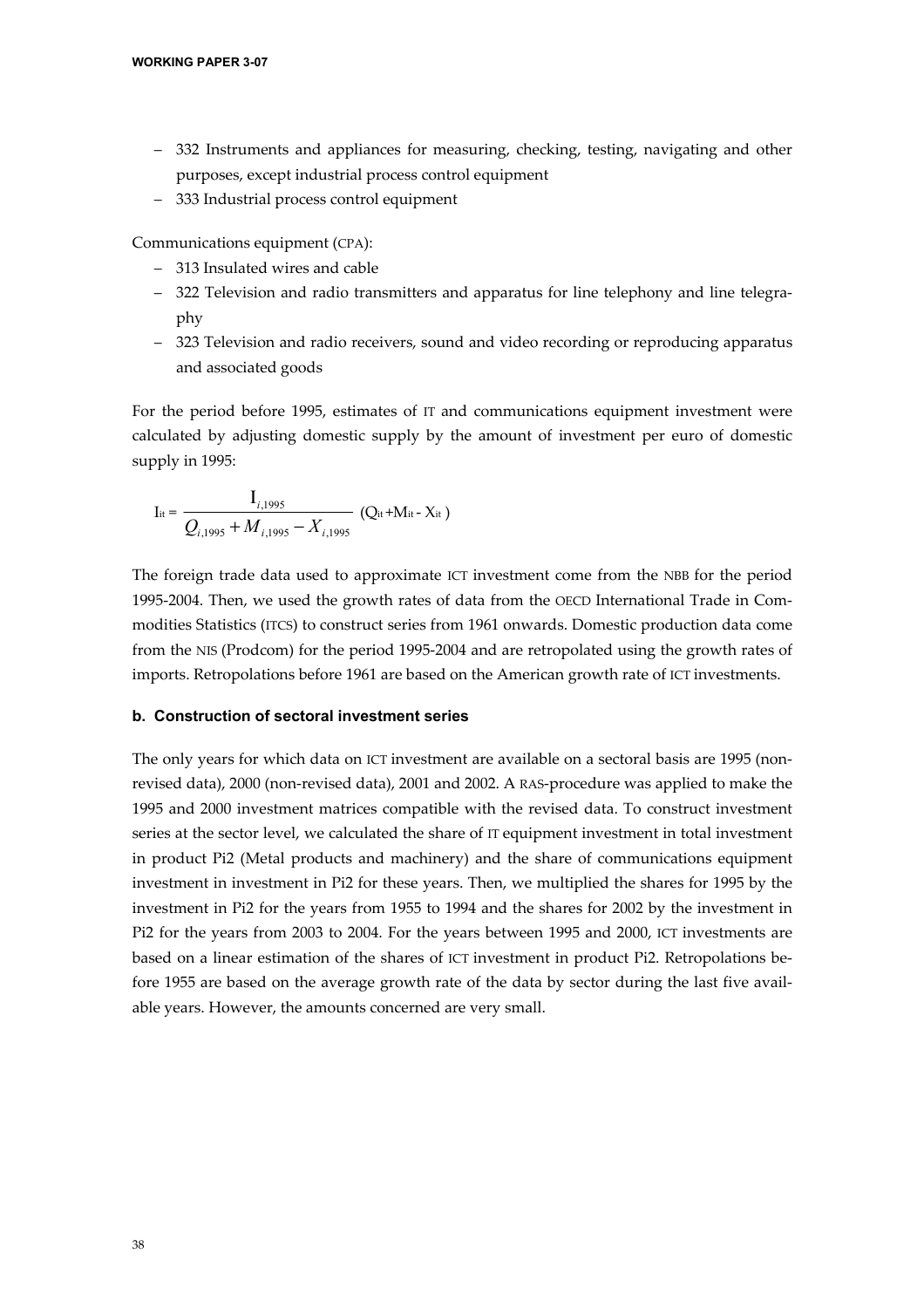- 332 Instruments and appliances for measuring, checking, testing, navigating and other purposes, except industrial process control equipment
- 333 Industrial process control equipment

Communications equipment (CPA):

- 313 Insulated wires and cable
- 322 Television and radio transmitters and apparatus for line telephony and line telegraphy
- 323 Television and radio receivers, sound and video recording or reproducing apparatus and associated goods

For the period before 1995, estimates of IT and communications equipment investment were calculated by adjusting domestic supply by the amount of investment per euro of domestic supply in 1995:

$$I_{it} = \frac{I_{i,1995}}{Q_{i,1995} + M_{i,1995} - X_{i,1995}} \left(Q_{it} + M_{it} - X_{it}\right)$$

The foreign trade data used to approximate ICT investment come from the NBB for the period 1995-2004. Then, we used the growth rates of data from the OECD International Trade in Commodities Statistics (ITCS) to construct series from 1961 onwards. Domestic production data come from the NIS (Prodcom) for the period 1995-2004 and are retropolated using the growth rates of imports. Retropolations before 1961 are based on the American growth rate of ICT investments.

#### b. Construction of sectoral investment series

The only years for which data on ICT investment are available on a sectoral basis are 1995 (non-revised data), 2000 (non-revised data), 2001 and 2002. A RAS-procedure was applied to make the 1995 and 2000 investment matrices compatible with the revised data. To construct investment series at the sector level, we calculated the share of IT equipment investment in total investment in product Pi2 (Metal products and machinery) and the share of communications equipment investment in investment in Pi2 for these years. Then, we multiplied the shares for 1995 by the investment in Pi2 for the years from 1955 to 1994 and the shares for 2002 by the investment in Pi2 for the years from 2003 to 2004. For the years between 1995 and 2000, ICT investments are based on a linear estimation of the shares of ICT investment in product Pi2. Retropolations before 1955 are based on the average growth rate of the data by sector during the last five available years. However, the amounts concerned are very small.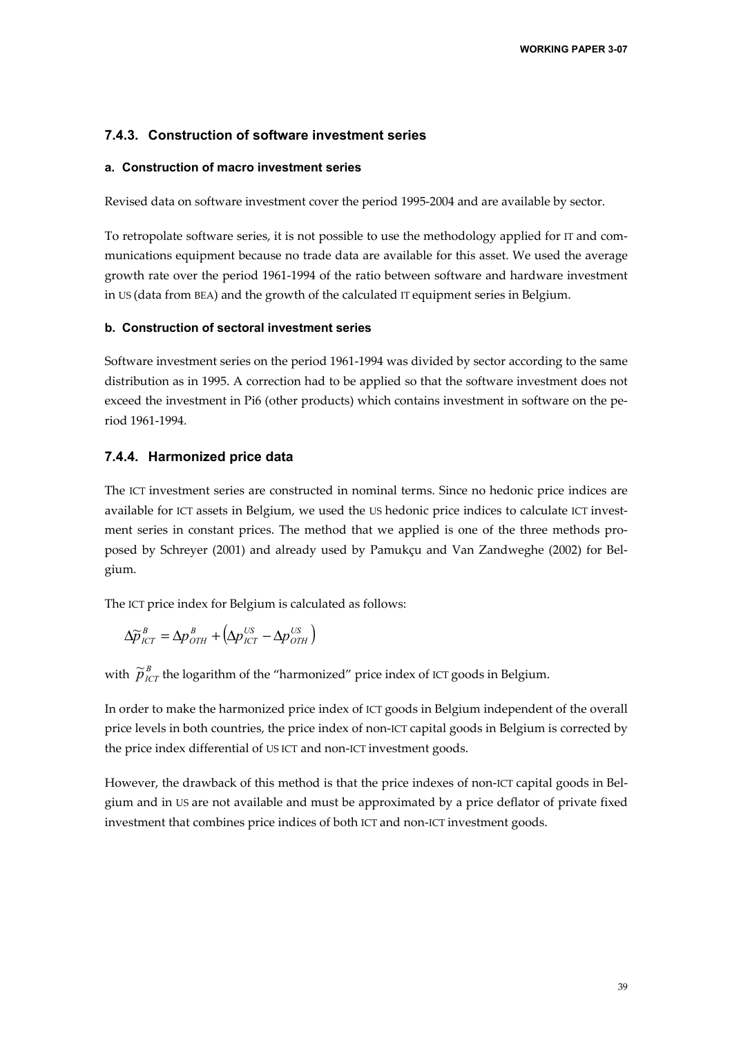### 7.4.3. Construction of software investment series

#### a. Construction of macro investment series

Revised data on software investment cover the period 1995-2004 and are available by sector.

To retropolate software series, it is not possible to use the methodology applied for IT and communications equipment because no trade data are available for this asset. We used the average growth rate over the period 1961-1994 of the ratio between software and hardware investment in US (data from BEA) and the growth of the calculated IT equipment series in Belgium.

#### b. Construction of sectoral investment series

Software investment series on the period 1961-1994 was divided by sector according to the same distribution as in 1995. A correction had to be applied so that the software investment does not exceed the investment in Pi6 (other products) which contains investment in software on the period 1961-1994.

### 7.4.4. Harmonized price data

The ICT investment series are constructed in nominal terms. Since no hedonic price indices are available for ICT assets in Belgium, we used the US hedonic price indices to calculate ICT investment series in constant prices. The method that we applied is one of the three methods proposed by Schreyer (2001) and already used by Pamukçu and Van Zandweghe (2002) for Belgium.

The ICT price index for Belgium is calculated as follows:

$$\Delta \tilde{p}_{ICT}^{B} = \Delta p_{OTH}^{B} + \left( \Delta p_{ICT}^{US} - \Delta p_{OTH}^{US} \right)$$

with $\tilde{p}_{ICT}^{B}$ the logarithm of the "harmonized" price index of ICT goods in Belgium.

In order to make the harmonized price index of ICT goods in Belgium independent of the overall price levels in both countries, the price index of non-ICT capital goods in Belgium is corrected by the price index differential of US ICT and non-ICT investment goods.

However, the drawback of this method is that the price indexes of non-ICT capital goods in Belgium and in US are not available and must be approximated by a price deflator of private fixed investment that combines price indices of both ICT and non-ICT investment goods.